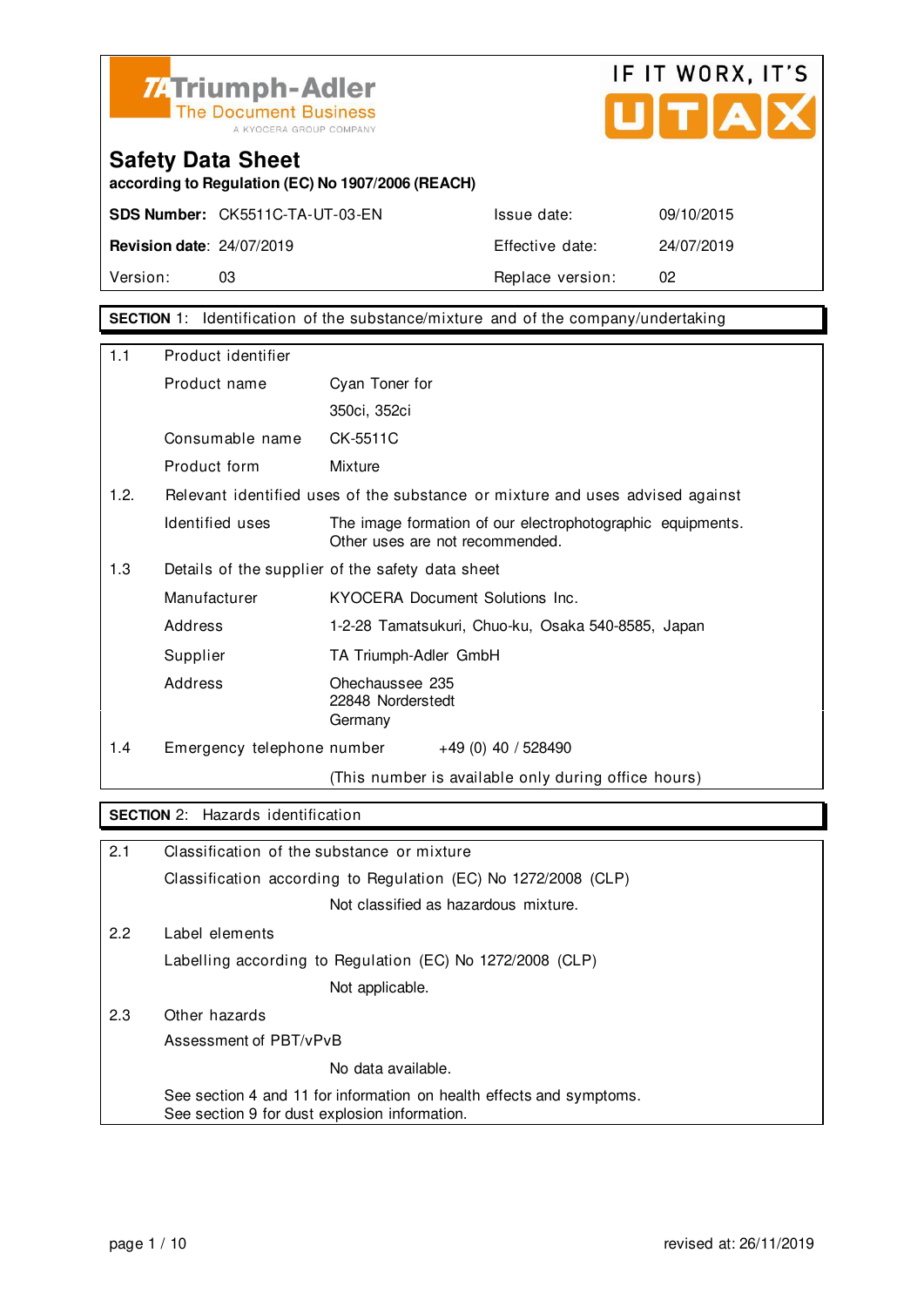TA Triumph-Adler
The Document Business
A KYOCERA GROUP COMPANY

IF IT WORX, IT'S UTAX

# Safety Data Sheet

**according to Regulation (EC) No 1907/2006 (REACH)**

| | | | |
|---|---|---|---|
| **SDS Number:** | CK5511C-TA-UT-03-EN | Issue date: | 09/10/2015 |
| **Revision date**: | 24/07/2019 | Effective date: | 24/07/2019 |
| Version: | 03 | Replace version: | 02 |

## SECTION 1: Identification of the substance/mixture and of the company/undertaking

| | | |
|---|---|---|
| 1.1 | Product identifier | |
| | Product name | Cyan Toner for 350ci, 352ci |
| | Consumable name | CK-5511C |
| | Product form | Mixture |
| 1.2. | Relevant identified uses of the substance or mixture and uses advised against | |
| | Identified uses | The image formation of our electrophotographic equipments. Other uses are not recommended. |
| 1.3 | Details of the supplier of the safety data sheet | |
| | Manufacturer | KYOCERA Document Solutions Inc. |
| | Address | 1-2-28 Tamatsukuri, Chuo-ku, Osaka 540-8585, Japan |
| | Supplier | TA Triumph-Adler GmbH |
| | Address | Ohechaussee 235<br>22848 Norderstedt<br>Germany |
| 1.4 | Emergency telephone number | +49 (0) 40 / 528490 |
| | | (This number is available only during office hours) |

## SECTION 2: Hazards identification

2.1 Classification of the substance or mixture

Classification according to Regulation (EC) No 1272/2008 (CLP)

Not classified as hazardous mixture.

2.2 Label elements

Labelling according to Regulation (EC) No 1272/2008 (CLP)

Not applicable.

2.3 Other hazards

Assessment of PBT/vPvB

No data available.

See section 4 and 11 for information on health effects and symptoms.
See section 9 for dust explosion information.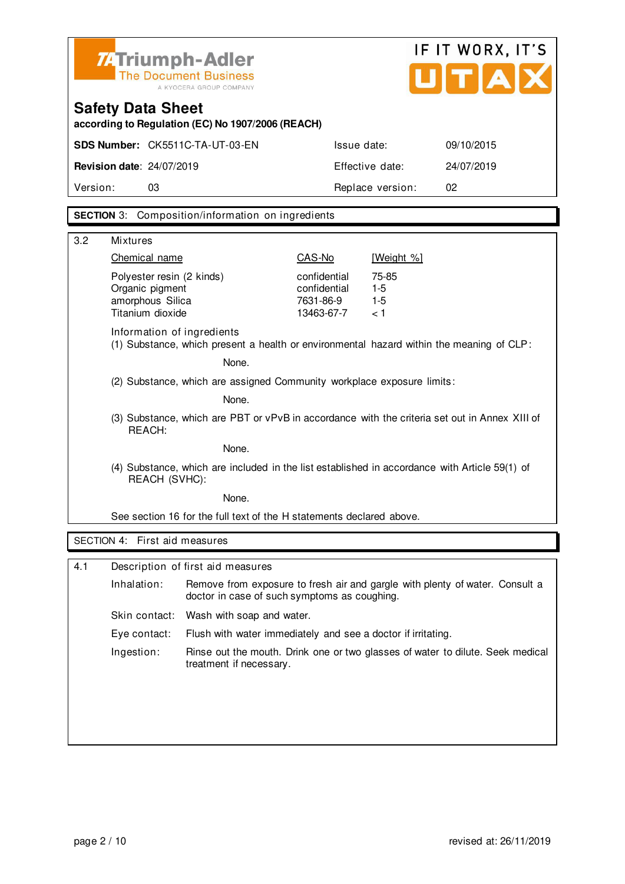Triumph-Adler
The Document Business
A KYOCERA GROUP COMPANY

IF IT WORX, IT'S UTAX

# Safety Data Sheet

**according to Regulation (EC) No 1907/2006 (REACH)**

| **SDS Number:** CK5511C-TA-UT-03-EN | Issue date: | 09/10/2015 |
|---|---|---|
| **Revision date**: 24/07/2019 | Effective date: | 24/07/2019 |
| Version: 03 | Replace version: | 02 |

## SECTION 3: Composition/information on ingredients

### 3.2 Mixtures

| Chemical name | CAS-No | [Weight %] |
|---|---|---|
| Polyester resin (2 kinds) | confidential | 75-85 |
| Organic pigment | confidential | 1-5 |
| amorphous Silica | 7631-86-9 | 1-5 |
| Titanium dioxide | 13463-67-7 | < 1 |

Information of ingredients

(1) Substance, which present a health or environmental hazard within the meaning of CLP:

None.

(2) Substance, which are assigned Community workplace exposure limits:

None.

(3) Substance, which are PBT or vPvB in accordance with the criteria set out in Annex XIII of REACH:

None.

(4) Substance, which are included in the list established in accordance with Article 59(1) of REACH (SVHC):

None.

See section 16 for the full text of the H statements declared above.

## SECTION 4: First aid measures

### 4.1 Description of first aid measures

| | |
|---|---|
| Inhalation: | Remove from exposure to fresh air and gargle with plenty of water. Consult a doctor in case of such symptoms as coughing. |
| Skin contact: | Wash with soap and water. |
| Eye contact: | Flush with water immediately and see a doctor if irritating. |
| Ingestion: | Rinse out the mouth. Drink one or two glasses of water to dilute. Seek medical treatment if necessary. |

revised at: 26/11/2019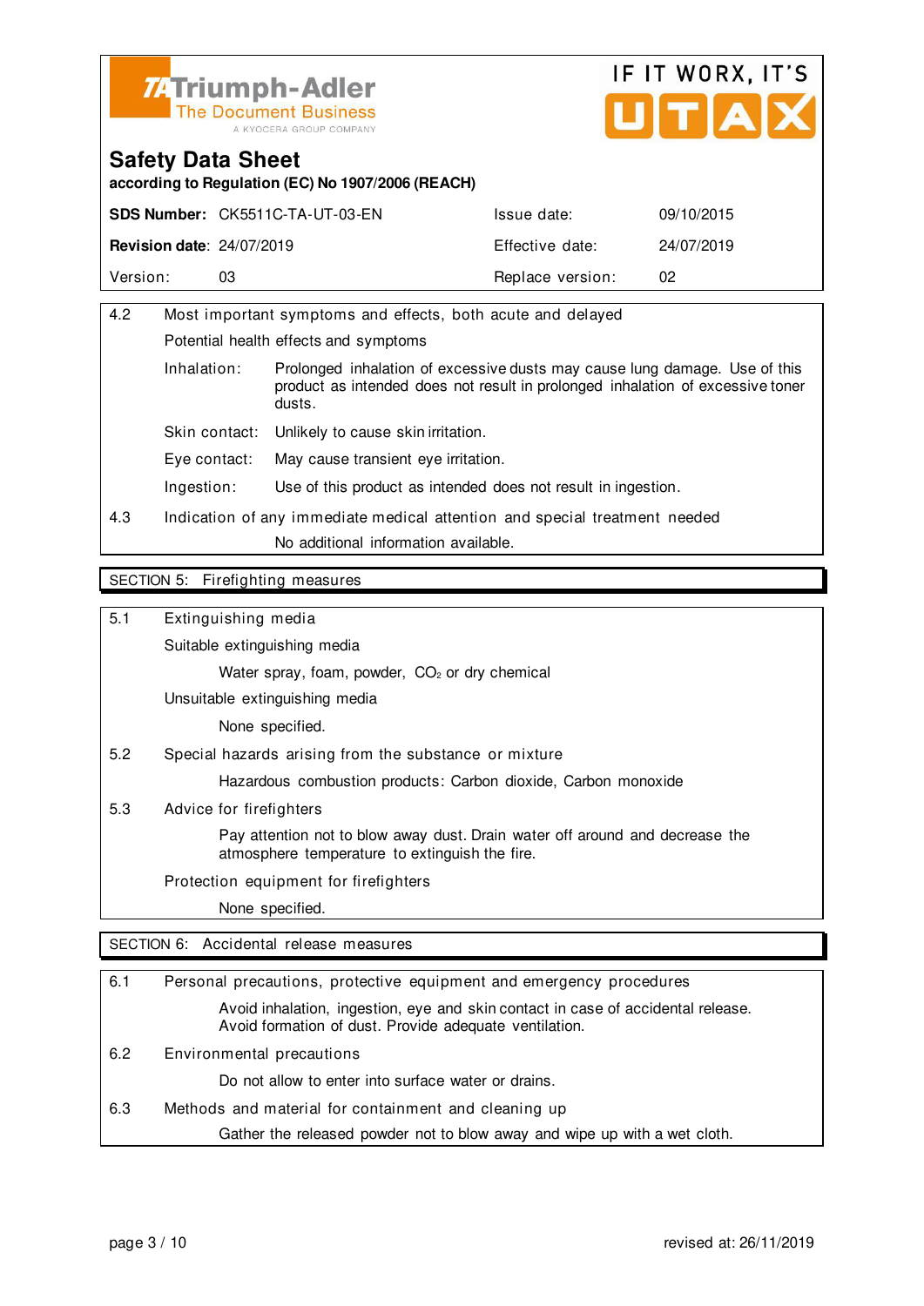# Safety Data Sheet

**according to Regulation (EC) No 1907/2006 (REACH)**

| **SDS Number:** CK5511C-TA-UT-03-EN | Issue date: | 09/10/2015 |
|---|---|---|
| **Revision date**: 24/07/2019 | Effective date: | 24/07/2019 |
| Version: 03 | Replace version: | 02 |

4.2 Most important symptoms and effects, both acute and delayed

Potential health effects and symptoms

- Inhalation: Prolonged inhalation of excessive dusts may cause lung damage. Use of this product as intended does not result in prolonged inhalation of excessive toner dusts.
- Skin contact: Unlikely to cause skin irritation.
- Eye contact: May cause transient eye irritation.
- Ingestion: Use of this product as intended does not result in ingestion.

4.3 Indication of any immediate medical attention and special treatment needed

No additional information available.

## SECTION 5: Firefighting measures

5.1 Extinguishing media

Suitable extinguishing media

Water spray, foam, powder, $CO_2$ or dry chemical

Unsuitable extinguishing media

None specified.

5.2 Special hazards arising from the substance or mixture

Hazardous combustion products: Carbon dioxide, Carbon monoxide

5.3 Advice for firefighters

Pay attention not to blow away dust. Drain water off around and decrease the atmosphere temperature to extinguish the fire.

Protection equipment for firefighters

None specified.

## SECTION 6: Accidental release measures

6.1 Personal precautions, protective equipment and emergency procedures

Avoid inhalation, ingestion, eye and skin contact in case of accidental release. Avoid formation of dust. Provide adequate ventilation.

6.2 Environmental precautions

Do not allow to enter into surface water or drains.

6.3 Methods and material for containment and cleaning up

Gather the released powder not to blow away and wipe up with a wet cloth.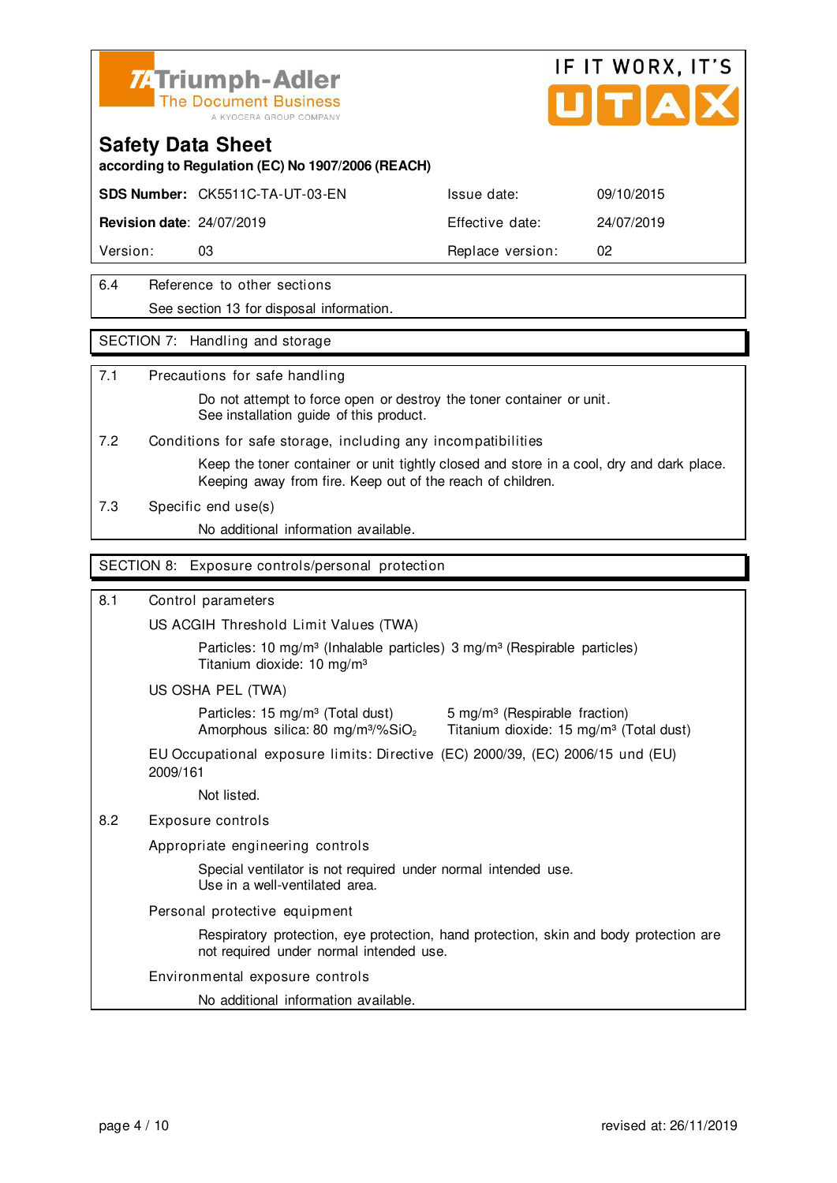## Safety Data Sheet

**according to Regulation (EC) No 1907/2006 (REACH)**

| **SDS Number:** | CK5511C-TA-UT-03-EN | Issue date: | 09/10/2015 |
|---|---|---|---|
| **Revision date:** | 24/07/2019 | Effective date: | 24/07/2019 |
| Version: | 03 | Replace version: | 02 |

6.4 Reference to other sections

See section 13 for disposal information.

## SECTION 7: Handling and storage

7.1 Precautions for safe handling

Do not attempt to force open or destroy the toner container or unit.
See installation guide of this product.

7.2 Conditions for safe storage, including any incompatibilities

Keep the toner container or unit tightly closed and store in a cool, dry and dark place.
Keeping away from fire. Keep out of the reach of children.

7.3 Specific end use(s)

No additional information available.

## SECTION 8: Exposure controls/personal protection

8.1 Control parameters

US ACGIH Threshold Limit Values (TWA)

Particles: 10 mg/m³ (Inhalable particles) 3 mg/m³ (Respirable particles)
Titanium dioxide: 10 mg/m³

US OSHA PEL (TWA)

Particles: 15 mg/m³ (Total dust) 5 mg/m³ (Respirable fraction)
Amorphous silica: 80 mg/m³/%$SiO_2$ Titanium dioxide: 15 mg/m³ (Total dust)

EU Occupational exposure limits: Directive (EC) 2000/39, (EC) 2006/15 und (EU) 2009/161

Not listed.

8.2 Exposure controls

Appropriate engineering controls

Special ventilator is not required under normal intended use.
Use in a well-ventilated area.

Personal protective equipment

Respiratory protection, eye protection, hand protection, skin and body protection are not required under normal intended use.

Environmental exposure controls

No additional information available.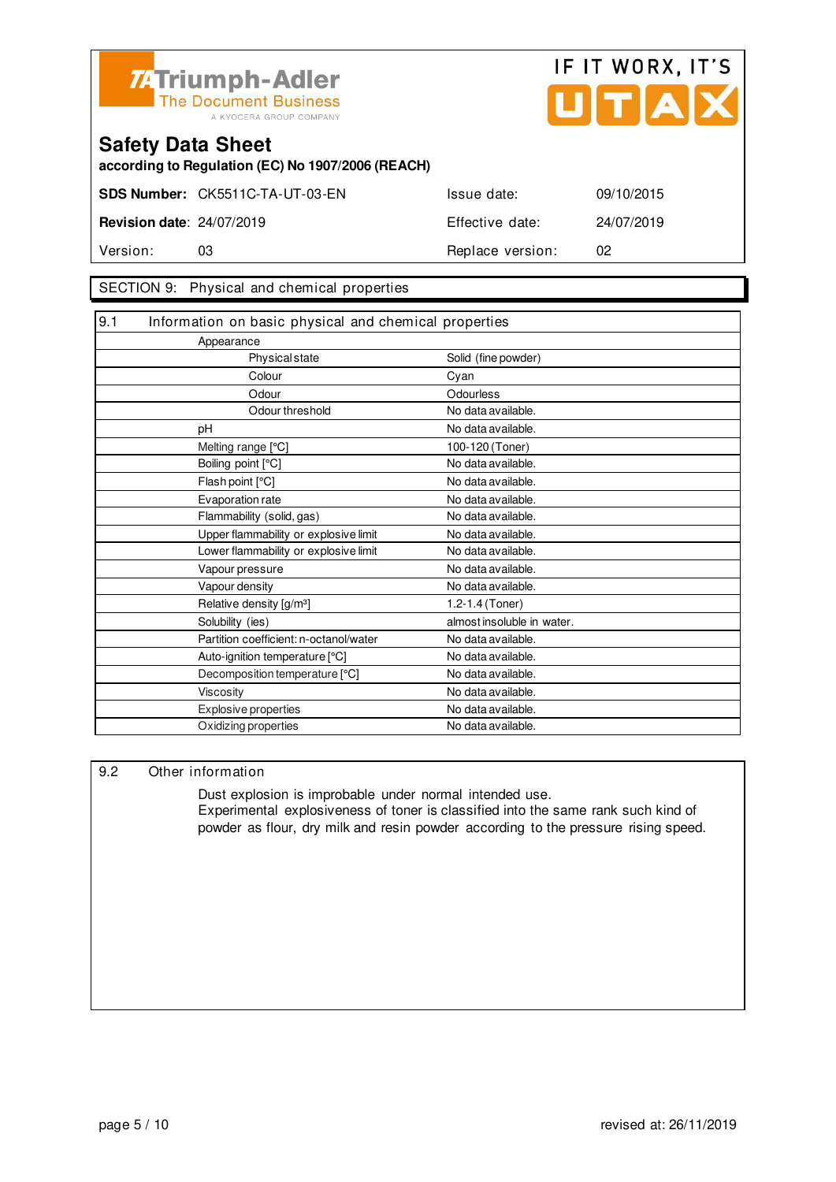Triumph-Adler
The Document Business
A KYOCERA GROUP COMPANY

IF IT WORX, IT'S UTAX

# Safety Data Sheet

**according to Regulation (EC) No 1907/2006 (REACH)**

| | | | |
|---|---|---|---|
| **SDS Number:** | CK5511C-TA-UT-03-EN | Issue date: | 09/10/2015 |
| **Revision date**: | 24/07/2019 | Effective date: | 24/07/2019 |
| Version: | 03 | Replace version: | 02 |

## SECTION 9: Physical and chemical properties

### 9.1 Information on basic physical and chemical properties

| Property | Value |
|---|---|
| Appearance | |
| Physical state | Solid (fine powder) |
| Colour | Cyan |
| Odour | Odourless |
| Odour threshold | No data available. |
| pH | No data available. |
| Melting range [°C] | 100-120 (Toner) |
| Boiling point [°C] | No data available. |
| Flash point [°C] | No data available. |
| Evaporation rate | No data available. |
| Flammability (solid, gas) | No data available. |
| Upper flammability or explosive limit | No data available. |
| Lower flammability or explosive limit | No data available. |
| Vapour pressure | No data available. |
| Vapour density | No data available. |
| Relative density [g/m³] | 1.2-1.4 (Toner) |
| Solubility (ies) | almost insoluble in water. |
| Partition coefficient: n-octanol/water | No data available. |
| Auto-ignition temperature [°C] | No data available. |
| Decomposition temperature [°C] | No data available. |
| Viscosity | No data available. |
| Explosive properties | No data available. |
| Oxidizing properties | No data available. |

### 9.2 Other information

Dust explosion is improbable under normal intended use.
Experimental explosiveness of toner is classified into the same rank such kind of powder as flour, dry milk and resin powder according to the pressure rising speed.

revised at: 26/11/2019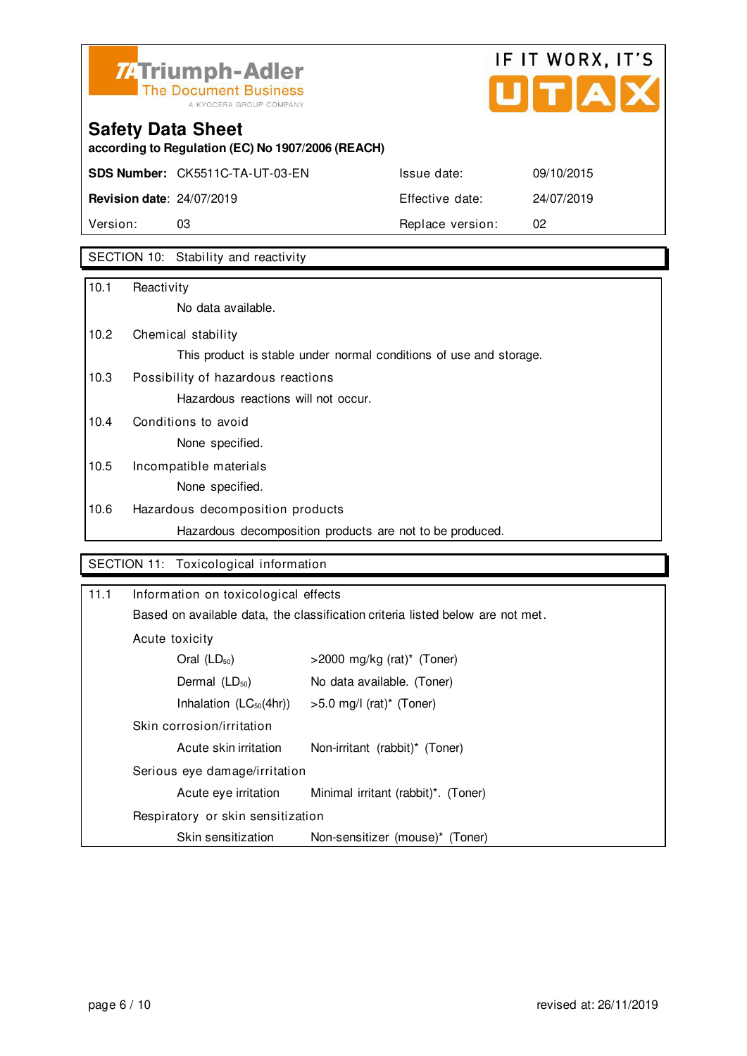Triumph-Adler
The Document Business
A KYOCERA GROUP COMPANY

IF IT WORX, IT'S UTAX

# Safety Data Sheet

**according to Regulation (EC) No 1907/2006 (REACH)**

| **SDS Number:** CK5511C-TA-UT-03-EN | Issue date: | 09/10/2015 |
|---|---|---|
| **Revision date**: 24/07/2019 | Effective date: | 24/07/2019 |
| Version: 03 | Replace version: | 02 |

## SECTION 10: Stability and reactivity

**10.1 Reactivity**

No data available.

**10.2 Chemical stability**

This product is stable under normal conditions of use and storage.

**10.3 Possibility of hazardous reactions**

Hazardous reactions will not occur.

**10.4 Conditions to avoid**

None specified.

**10.5 Incompatible materials**

None specified.

**10.6 Hazardous decomposition products**

Hazardous decomposition products are not to be produced.

## SECTION 11: Toxicological information

**11.1 Information on toxicological effects**

Based on available data, the classification criteria listed below are not met.

Acute toxicity

| | |
|---|---|
| Oral ($LD_{50}$) | >2000 mg/kg (rat)* (Toner) |
| Dermal ($LD_{50}$) | No data available. (Toner) |
| Inhalation ($LC_{50}$(4hr)) | >5.0 mg/l (rat)* (Toner) |

Skin corrosion/irritation

| | |
|---|---|
| Acute skin irritation | Non-irritant (rabbit)* (Toner) |

Serious eye damage/irritation

| | |
|---|---|
| Acute eye irritation | Minimal irritant (rabbit)*. (Toner) |

Respiratory or skin sensitization

| | |
|---|---|
| Skin sensitization | Non-sensitizer (mouse)* (Toner) |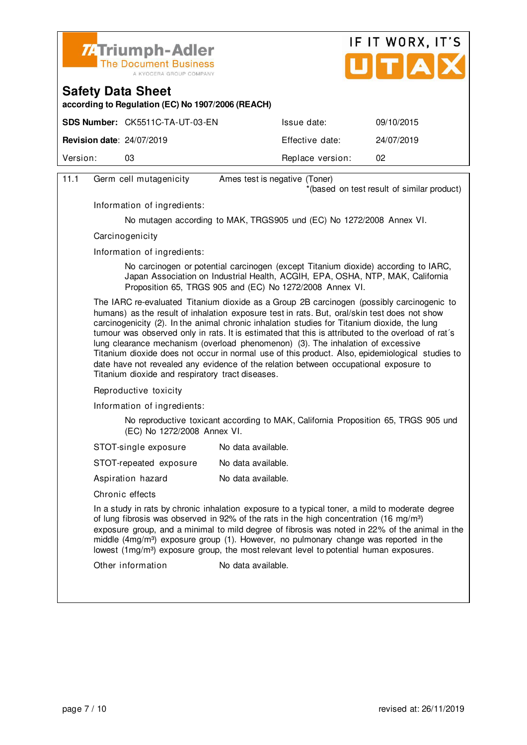## Safety Data Sheet

**according to Regulation (EC) No 1907/2006 (REACH)**

| **SDS Number:** CK5511C-TA-UT-03-EN | Issue date: | 09/10/2015 |
|---|---|---|
| **Revision date**: 24/07/2019 | Effective date: | 24/07/2019 |
| Version: 03 | Replace version: | 02 |

11.1 Germ cell mutagenicity — Ames test is negative (Toner)
*(based on test result of similar product)

Information of ingredients:

No mutagen according to MAK, TRGS905 und (EC) No 1272/2008 Annex VI.

Carcinogenicity

Information of ingredients:

No carcinogen or potential carcinogen (except Titanium dioxide) according to IARC, Japan Association on Industrial Health, ACGIH, EPA, OSHA, NTP, MAK, California Proposition 65, TRGS 905 and (EC) No 1272/2008 Annex VI.

The IARC re-evaluated Titanium dioxide as a Group 2B carcinogen (possibly carcinogenic to humans) as the result of inhalation exposure test in rats. But, oral/skin test does not show carcinogenicity (2). In the animal chronic inhalation studies for Titanium dioxide, the lung tumour was observed only in rats. It is estimated that this is attributed to the overload of rat´s lung clearance mechanism (overload phenomenon) (3). The inhalation of excessive Titanium dioxide does not occur in normal use of this product. Also, epidemiological studies to date have not revealed any evidence of the relation between occupational exposure to Titanium dioxide and respiratory tract diseases.

Reproductive toxicity

Information of ingredients:

No reproductive toxicant according to MAK, California Proposition 65, TRGS 905 und (EC) No 1272/2008 Annex VI.

STOT-single exposure — No data available.

STOT-repeated exposure — No data available.

Aspiration hazard — No data available.

Chronic effects

In a study in rats by chronic inhalation exposure to a typical toner, a mild to moderate degree of lung fibrosis was observed in 92% of the rats in the high concentration (16 mg/m³) exposure group, and a minimal to mild degree of fibrosis was noted in 22% of the animal in the middle (4mg/m³) exposure group (1). However, no pulmonary change was reported in the lowest (1mg/m³) exposure group, the most relevant level to potential human exposures.

Other information — No data available.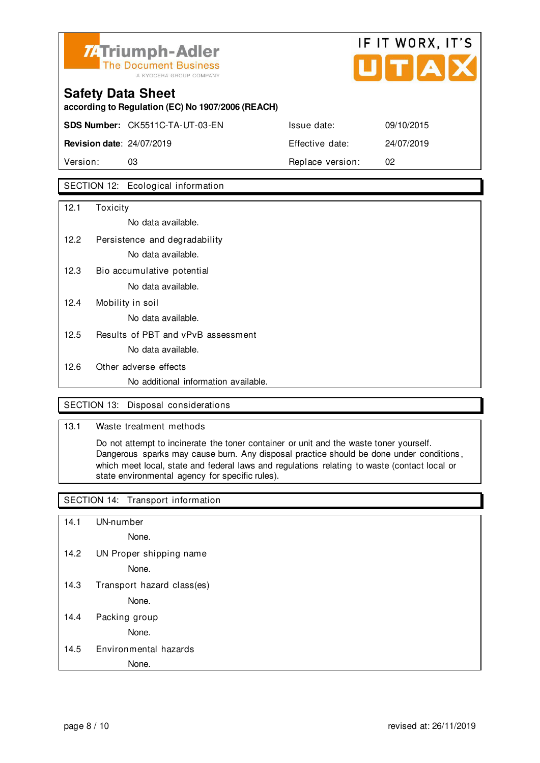## SECTION 12: Ecological information

**12.1 Toxicity**

No data available.

**12.2 Persistence and degradability**

No data available.

**12.3 Bio accumulative potential**

No data available.

**12.4 Mobility in soil**

No data available.

**12.5 Results of PBT and vPvB assessment**

No data available.

**12.6 Other adverse effects**

No additional information available.

## SECTION 13: Disposal considerations

**13.1 Waste treatment methods**

Do not attempt to incinerate the toner container or unit and the waste toner yourself. Dangerous sparks may cause burn. Any disposal practice should be done under conditions, which meet local, state and federal laws and regulations relating to waste (contact local or state environmental agency for specific rules).

## SECTION 14: Transport information

**14.1 UN-number**

None.

**14.2 UN Proper shipping name**

None.

**14.3 Transport hazard class(es)**

None.

**14.4 Packing group**

None.

**14.5 Environmental hazards**

None.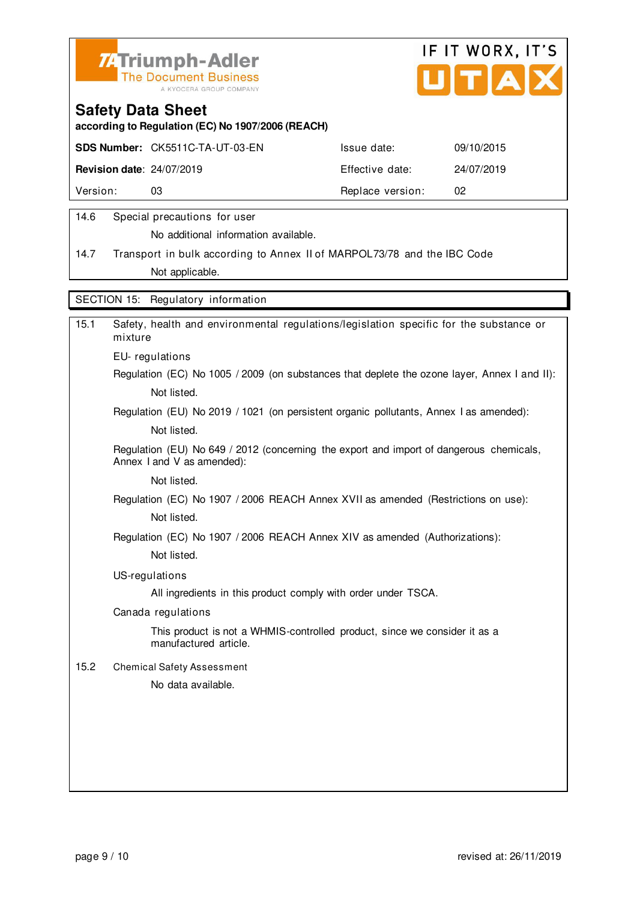Triumph-Adler
The Document Business
A KYOCERA GROUP COMPANY

IF IT WORX, IT'S UTAX

# Safety Data Sheet

**according to Regulation (EC) No 1907/2006 (REACH)**

| | | | |
|---|---|---|---|
| **SDS Number:** | CK5511C-TA-UT-03-EN | Issue date: | 09/10/2015 |
| **Revision date**: | 24/07/2019 | Effective date: | 24/07/2019 |
| Version: | 03 | Replace version: | 02 |

14.6 Special precautions for user

No additional information available.

14.7 Transport in bulk according to Annex II of MARPOL73/78 and the IBC Code

Not applicable.

## SECTION 15: Regulatory information

15.1 Safety, health and environmental regulations/legislation specific for the substance or mixture

EU- regulations

Regulation (EC) No 1005 / 2009 (on substances that deplete the ozone layer, Annex I and II):

Not listed.

Regulation (EU) No 2019 / 1021 (on persistent organic pollutants, Annex I as amended):

Not listed.

Regulation (EU) No 649 / 2012 (concerning the export and import of dangerous chemicals, Annex I and V as amended):

Not listed.

Regulation (EC) No 1907 / 2006 REACH Annex XVII as amended (Restrictions on use):

Not listed.

Regulation (EC) No 1907 / 2006 REACH Annex XIV as amended (Authorizations):

Not listed.

US-regulations

All ingredients in this product comply with order under TSCA.

Canada regulations

This product is not a WHMIS-controlled product, since we consider it as a manufactured article.

15.2 Chemical Safety Assessment

No data available.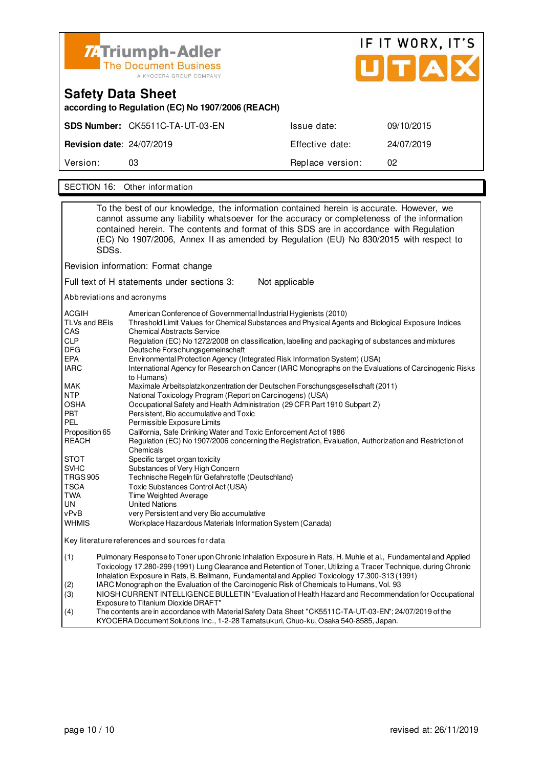# Safety Data Sheet

**according to Regulation (EC) No 1907/2006 (REACH)**

| | | | |
|---|---|---|---|
| **SDS Number:** | CK5511C-TA-UT-03-EN | Issue date: | 09/10/2015 |
| **Revision date**: | 24/07/2019 | Effective date: | 24/07/2019 |
| Version: | 03 | Replace version: | 02 |

## SECTION 16: Other information

To the best of our knowledge, the information contained herein is accurate. However, we cannot assume any liability whatsoever for the accuracy or completeness of the information contained herein. The contents and format of this SDS are in accordance with Regulation (EC) No 1907/2006, Annex II as amended by Regulation (EU) No 830/2015 with respect to SDSs.

Revision information: Format change

Full text of H statements under sections 3: Not applicable

Abbreviations and acronyms

| | |
|---|---|
| ACGIH | American Conference of Governmental Industrial Hygienists (2010) |
| TLVs and BEIs | Threshold Limit Values for Chemical Substances and Physical Agents and Biological Exposure Indices |
| CAS | Chemical Abstracts Service |
| CLP | Regulation (EC) No 1272/2008 on classification, labelling and packaging of substances and mixtures |
| DFG | Deutsche Forschungsgemeinschaft |
| EPA | Environmental Protection Agency (Integrated Risk Information System) (USA) |
| IARC | International Agency for Research on Cancer (IARC Monographs on the Evaluations of Carcinogenic Risks to Humans) |
| MAK | Maximale Arbeitsplatzkonzentration der Deutschen Forschungsgesellschaft (2011) |
| NTP | National Toxicology Program (Report on Carcinogens) (USA) |
| OSHA | Occupational Safety and Health Administration (29 CFR Part 1910 Subpart Z) |
| PBT | Persistent, Bio accumulative and Toxic |
| PEL | Permissible Exposure Limits |
| Proposition 65 | California, Safe Drinking Water and Toxic Enforcement Act of 1986 |
| REACH | Regulation (EC) No 1907/2006 concerning the Registration, Evaluation, Authorization and Restriction of Chemicals |
| STOT | Specific target organ toxicity |
| SVHC | Substances of Very High Concern |
| TRGS 905 | Technische Regeln für Gefahrstoffe (Deutschland) |
| TSCA | Toxic Substances Control Act (USA) |
| TWA | Time Weighted Average |
| UN | United Nations |
| vPvB | very Persistent and very Bio accumulative |
| WHMIS | Workplace Hazardous Materials Information System (Canada) |

Key literature references and sources for data

(1) Pulmonary Response to Toner upon Chronic Inhalation Exposure in Rats, H. Muhle et al., Fundamental and Applied Toxicology 17.280-299 (1991) Lung Clearance and Retention of Toner, Utilizing a Tracer Technique, during Chronic Inhalation Exposure in Rats, B. Bellmann, Fundamental and Applied Toxicology 17.300-313 (1991)

(2) IARC Monograph on the Evaluation of the Carcinogenic Risk of Chemicals to Humans, Vol. 93

(3) NIOSH CURRENT INTELLIGENCE BULLETIN "Evaluation of Health Hazard and Recommendation for Occupational Exposure to Titanium Dioxide DRAFT"

(4) The contents are in accordance with Material Safety Data Sheet "CK5511C-TA-UT-03-EN"; 24/07/2019 of the KYOCERA Document Solutions Inc., 1-2-28 Tamatsukuri, Chuo-ku, Osaka 540-8585, Japan.

revised at: 26/11/2019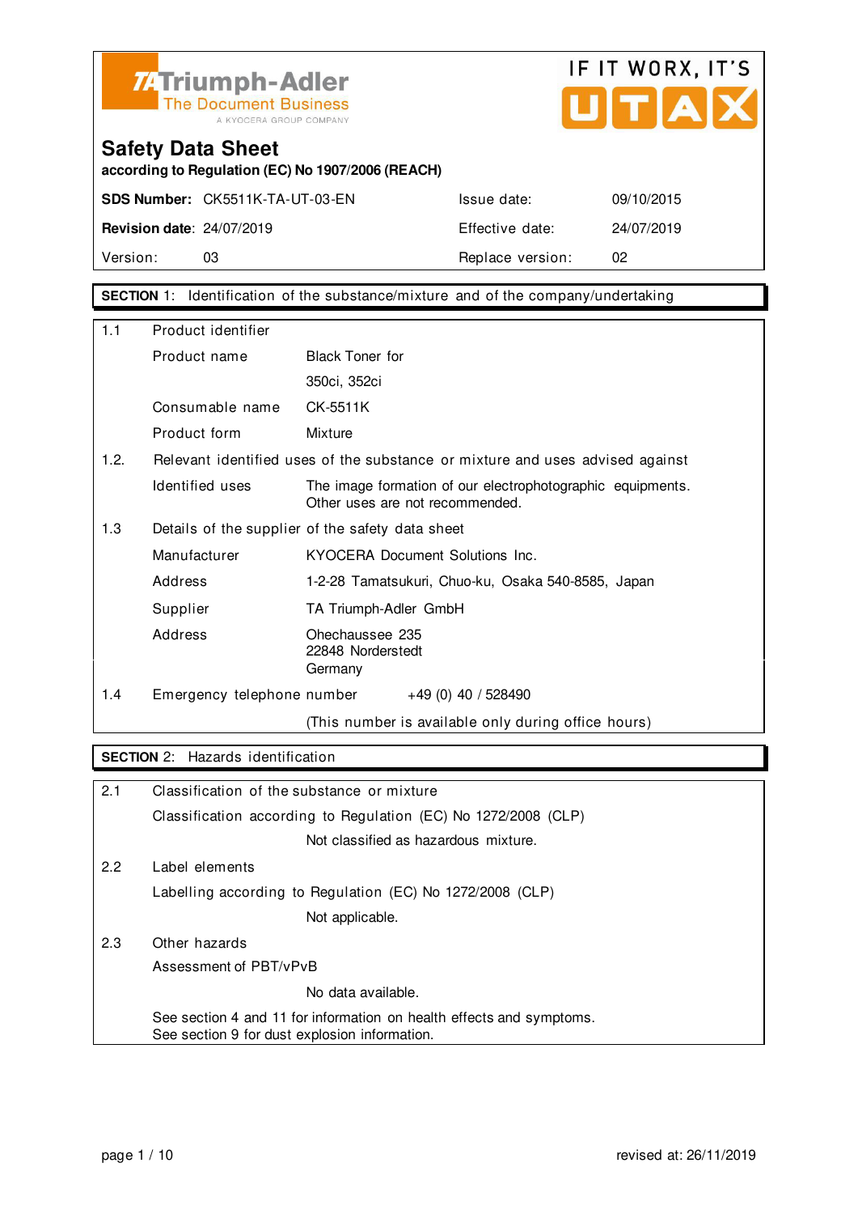Triumph-Adler
The Document Business
A KYOCERA GROUP COMPANY

IF IT WORX, IT'S UTAX

# Safety Data Sheet

**according to Regulation (EC) No 1907/2006 (REACH)**

| **SDS Number:** CK5511K-TA-UT-03-EN | Issue date: | 09/10/2015 |
|---|---|---|
| **Revision date**: 24/07/2019 | Effective date: | 24/07/2019 |
| Version: 03 | Replace version: | 02 |

## SECTION 1: Identification of the substance/mixture and of the company/undertaking

| | | |
|---|---|---|
| 1.1 | Product identifier | |
| | Product name | Black Toner for 350ci, 352ci |
| | Consumable name | CK-5511K |
| | Product form | Mixture |
| 1.2. | Relevant identified uses of the substance or mixture and uses advised against | |
| | Identified uses | The image formation of our electrophotographic equipments. Other uses are not recommended. |
| 1.3 | Details of the supplier of the safety data sheet | |
| | Manufacturer | KYOCERA Document Solutions Inc. |
| | Address | 1-2-28 Tamatsukuri, Chuo-ku, Osaka 540-8585, Japan |
| | Supplier | TA Triumph-Adler GmbH |
| | Address | Ohechaussee 235<br>22848 Norderstedt<br>Germany |
| 1.4 | Emergency telephone number | +49 (0) 40 / 528490<br>(This number is available only during office hours) |

## SECTION 2: Hazards identification

2.1 Classification of the substance or mixture

Classification according to Regulation (EC) No 1272/2008 (CLP)

Not classified as hazardous mixture.

2.2 Label elements

Labelling according to Regulation (EC) No 1272/2008 (CLP)

Not applicable.

2.3 Other hazards

Assessment of PBT/vPvB

No data available.

See section 4 and 11 for information on health effects and symptoms.
See section 9 for dust explosion information.

revised at: 26/11/2019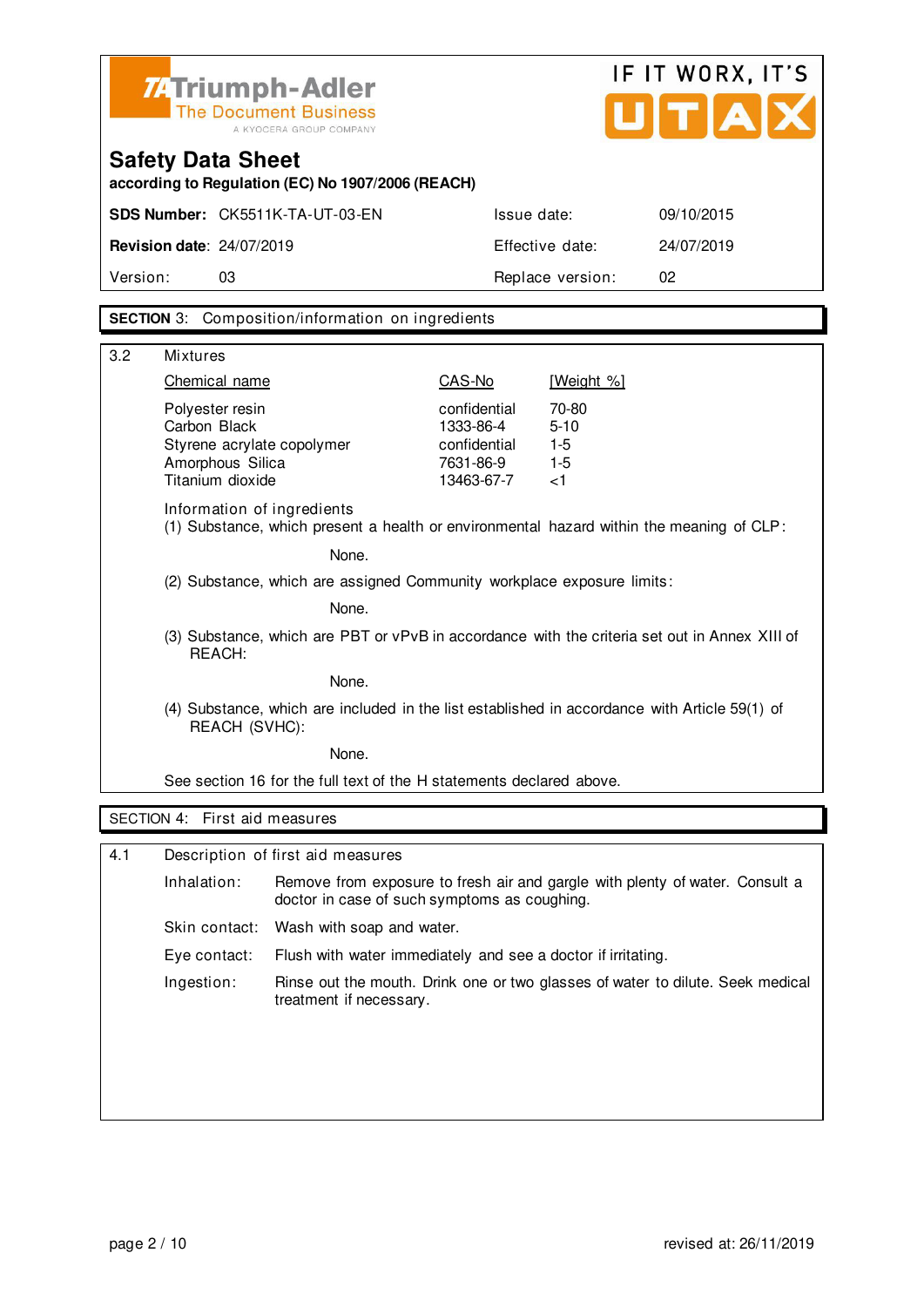**Triumph-Adler** The Document Business
A KYOCERA GROUP COMPANY

IF IT WORX, IT'S UTAX

# Safety Data Sheet

**according to Regulation (EC) No 1907/2006 (REACH)**

| | | | |
|---|---|---|---|
| **SDS Number:** | CK5511K-TA-UT-03-EN | Issue date: | 09/10/2015 |
| **Revision date**: | 24/07/2019 | Effective date: | 24/07/2019 |
| Version: | 03 | Replace version: | 02 |

## SECTION 3: Composition/information on ingredients

3.2 Mixtures

| Chemical name | CAS-No | [Weight %] |
|---|---|---|
| Polyester resin | confidential | 70-80 |
| Carbon Black | 1333-86-4 | 5-10 |
| Styrene acrylate copolymer | confidential | 1-5 |
| Amorphous Silica | 7631-86-9 | 1-5 |
| Titanium dioxide | 13463-67-7 | <1 |

Information of ingredients

(1) Substance, which present a health or environmental hazard within the meaning of CLP:

None.

(2) Substance, which are assigned Community workplace exposure limits:

None.

(3) Substance, which are PBT or vPvB in accordance with the criteria set out in Annex XIII of REACH:

None.

(4) Substance, which are included in the list established in accordance with Article 59(1) of REACH (SVHC):

None.

See section 16 for the full text of the H statements declared above.

## SECTION 4: First aid measures

4.1 Description of first aid measures

- Inhalation: Remove from exposure to fresh air and gargle with plenty of water. Consult a doctor in case of such symptoms as coughing.
- Skin contact: Wash with soap and water.
- Eye contact: Flush with water immediately and see a doctor if irritating.
- Ingestion: Rinse out the mouth. Drink one or two glasses of water to dilute. Seek medical treatment if necessary.

revised at: 26/11/2019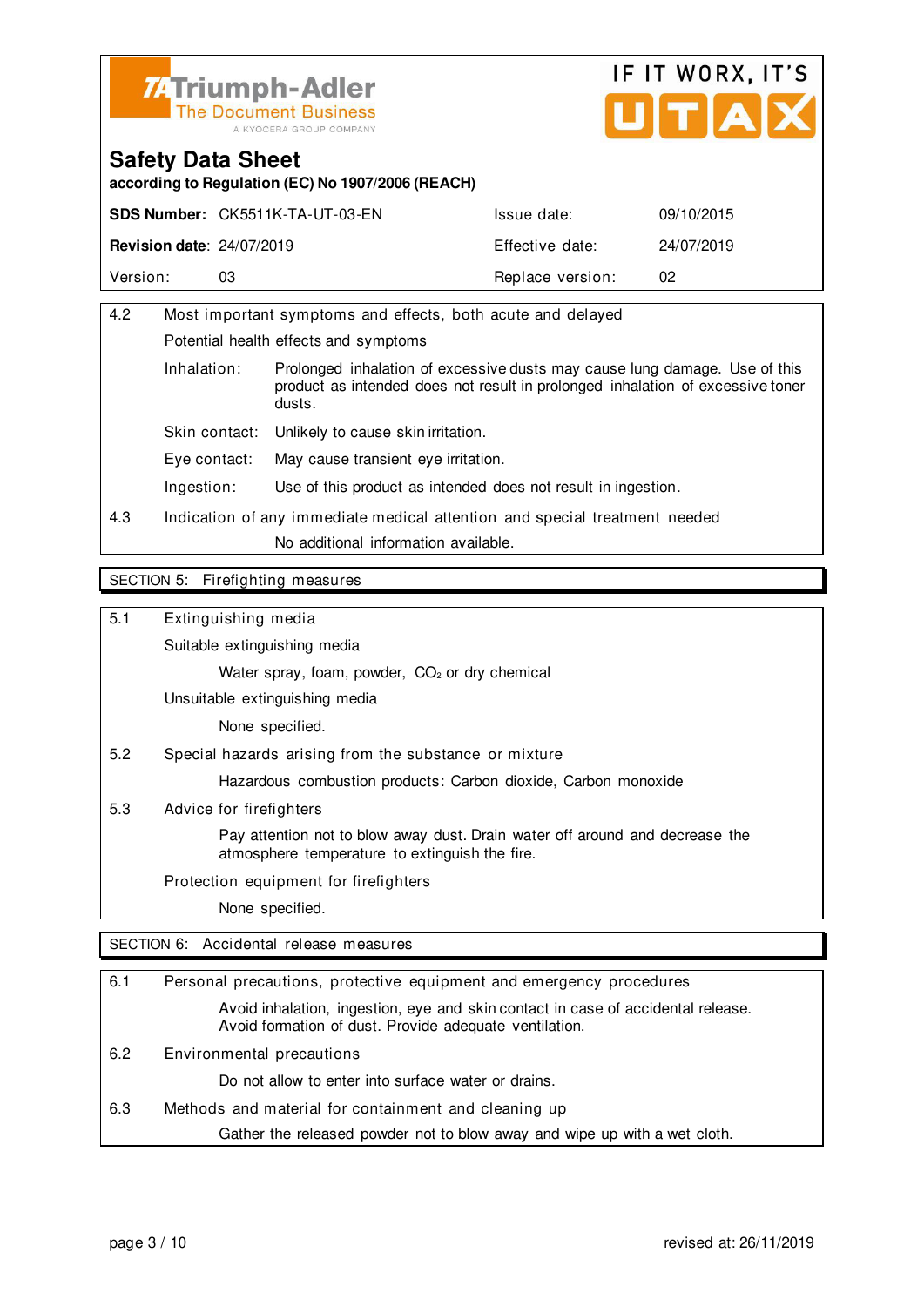**Safety Data Sheet**

**according to Regulation (EC) No 1907/2006 (REACH)**

| **SDS Number:** CK5511K-TA-UT-03-EN | | Issue date: | 09/10/2015 |
|---|---|---|---|
| **Revision date**: 24/07/2019 | | Effective date: | 24/07/2019 |
| Version: | 03 | Replace version: | 02 |

4.2 Most important symptoms and effects, both acute and delayed

Potential health effects and symptoms

- Inhalation: Prolonged inhalation of excessive dusts may cause lung damage. Use of this product as intended does not result in prolonged inhalation of excessive toner dusts.
- Skin contact: Unlikely to cause skin irritation.
- Eye contact: May cause transient eye irritation.
- Ingestion: Use of this product as intended does not result in ingestion.

4.3 Indication of any immediate medical attention and special treatment needed

No additional information available.

## SECTION 5: Firefighting measures

5.1 Extinguishing media

Suitable extinguishing media

Water spray, foam, powder, $CO_2$ or dry chemical

Unsuitable extinguishing media

None specified.

5.2 Special hazards arising from the substance or mixture

Hazardous combustion products: Carbon dioxide, Carbon monoxide

5.3 Advice for firefighters

Pay attention not to blow away dust. Drain water off around and decrease the atmosphere temperature to extinguish the fire.

Protection equipment for firefighters

None specified.

## SECTION 6: Accidental release measures

6.1 Personal precautions, protective equipment and emergency procedures

Avoid inhalation, ingestion, eye and skin contact in case of accidental release. Avoid formation of dust. Provide adequate ventilation.

6.2 Environmental precautions

Do not allow to enter into surface water or drains.

6.3 Methods and material for containment and cleaning up

Gather the released powder not to blow away and wipe up with a wet cloth.

revised at: 26/11/2019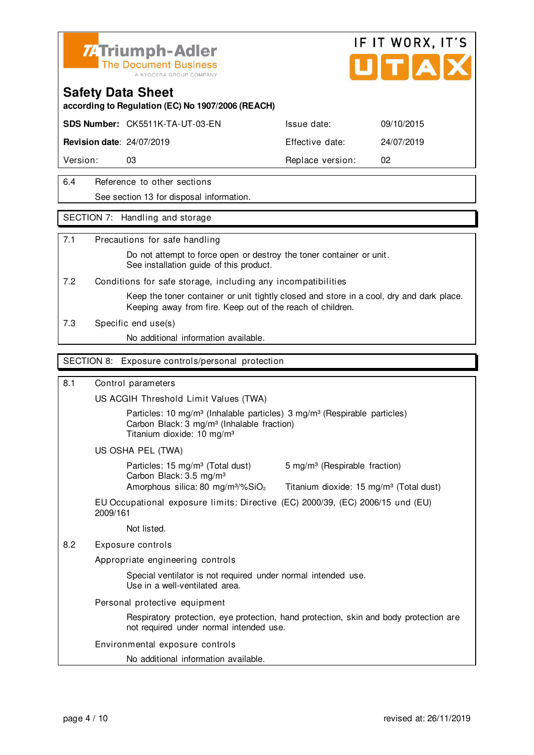**Safety Data Sheet**

**according to Regulation (EC) No 1907/2006 (REACH)**

| | | | |
|---|---|---|---|
| **SDS Number:** | CK5511K-TA-UT-03-EN | Issue date: | 09/10/2015 |
| **Revision date**: | 24/07/2019 | Effective date: | 24/07/2019 |
| Version: | 03 | Replace version: | 02 |

6.4 Reference to other sections

See section 13 for disposal information.

## SECTION 7: Handling and storage

7.1 Precautions for safe handling

Do not attempt to force open or destroy the toner container or unit.
See installation guide of this product.

7.2 Conditions for safe storage, including any incompatibilities

Keep the toner container or unit tightly closed and store in a cool, dry and dark place.
Keeping away from fire. Keep out of the reach of children.

7.3 Specific end use(s)

No additional information available.

## SECTION 8: Exposure controls/personal protection

8.1 Control parameters

US ACGIH Threshold Limit Values (TWA)

Particles: 10 mg/m³ (Inhalable particles) 3 mg/m³ (Respirable particles)
Carbon Black: 3 mg/m³ (Inhalable fraction)
Titanium dioxide: 10 mg/m³

US OSHA PEL (TWA)

Particles: 15 mg/m³ (Total dust) 5 mg/m³ (Respirable fraction)
Carbon Black: 3.5 mg/m³
Amorphous silica: 80 mg/m³/%$SiO_2$ Titanium dioxide: 15 mg/m³ (Total dust)

EU Occupational exposure limits: Directive (EC) 2000/39, (EC) 2006/15 und (EU) 2009/161

Not listed.

8.2 Exposure controls

Appropriate engineering controls

Special ventilator is not required under normal intended use.
Use in a well-ventilated area.

Personal protective equipment

Respiratory protection, eye protection, hand protection, skin and body protection are not required under normal intended use.

Environmental exposure controls

No additional information available.

revised at: 26/11/2019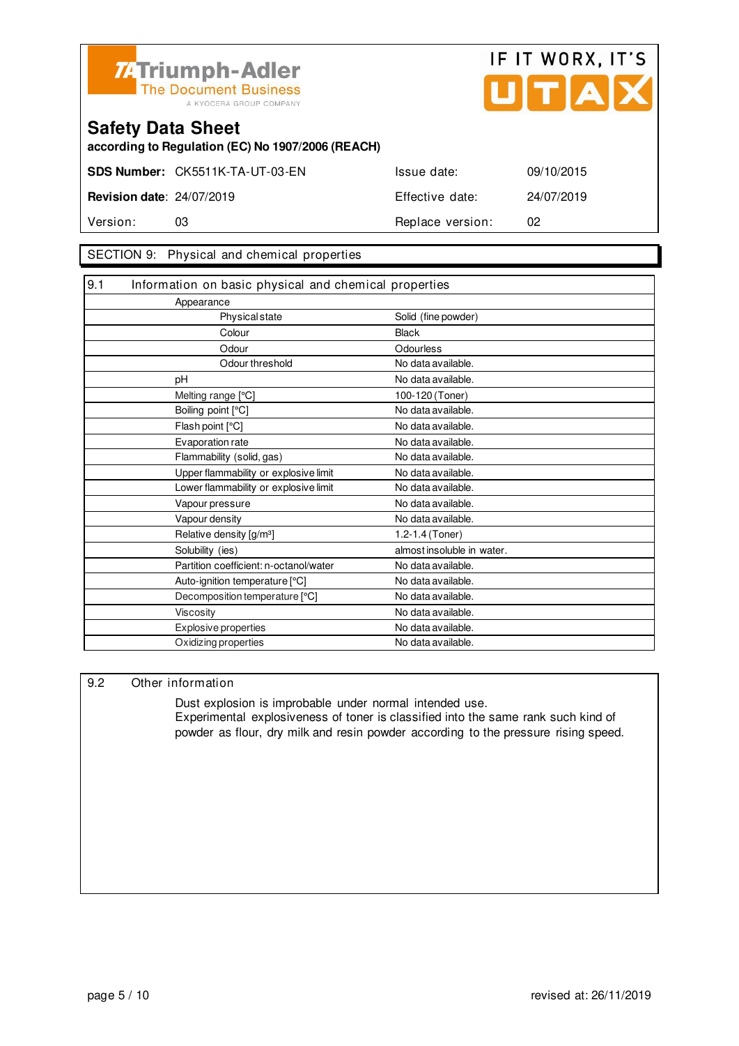**Triumph-Adler** The Document Business A KYOCERA GROUP COMPANY

IF IT WORX, IT'S UTAX

# Safety Data Sheet

**according to Regulation (EC) No 1907/2006 (REACH)**

| | | | |
|---|---|---|---|
| **SDS Number:** | CK5511K-TA-UT-03-EN | Issue date: | 09/10/2015 |
| **Revision date**: | 24/07/2019 | Effective date: | 24/07/2019 |
| Version: | 03 | Replace version: | 02 |

## SECTION 9: Physical and chemical properties

### 9.1 Information on basic physical and chemical properties

| Property | Value |
|---|---|
| Appearance | |
| Physical state | Solid (fine powder) |
| Colour | Black |
| Odour | Odourless |
| Odour threshold | No data available. |
| pH | No data available. |
| Melting range [°C] | 100-120 (Toner) |
| Boiling point [°C] | No data available. |
| Flash point [°C] | No data available. |
| Evaporation rate | No data available. |
| Flammability (solid, gas) | No data available. |
| Upper flammability or explosive limit | No data available. |
| Lower flammability or explosive limit | No data available. |
| Vapour pressure | No data available. |
| Vapour density | No data available. |
| Relative density [g/m³] | 1.2-1.4 (Toner) |
| Solubility (ies) | almost insoluble in water. |
| Partition coefficient: n-octanol/water | No data available. |
| Auto-ignition temperature [°C] | No data available. |
| Decomposition temperature [°C] | No data available. |
| Viscosity | No data available. |
| Explosive properties | No data available. |
| Oxidizing properties | No data available. |

### 9.2 Other information

Dust explosion is improbable under normal intended use.
Experimental explosiveness of toner is classified into the same rank such kind of powder as flour, dry milk and resin powder according to the pressure rising speed.

revised at: 26/11/2019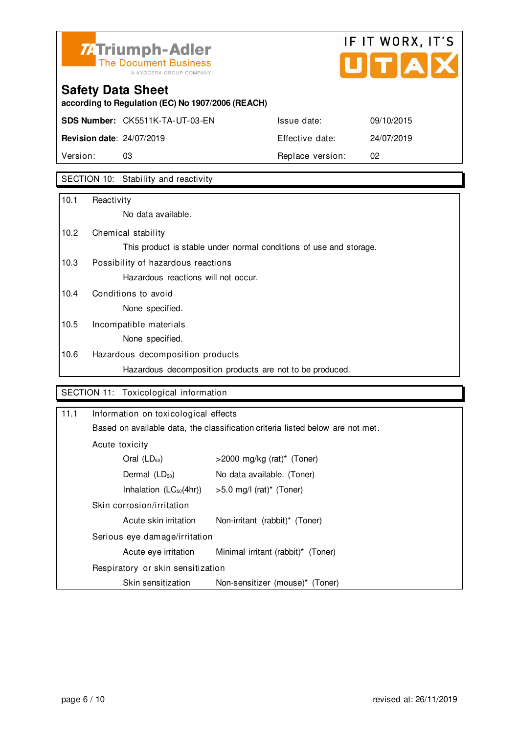Triumph-Adler
The Document Business
A KYOCERA GROUP COMPANY

IF IT WORX, IT'S UTAX

# Safety Data Sheet

**according to Regulation (EC) No 1907/2006 (REACH)**

| **SDS Number:** CK5511K-TA-UT-03-EN | Issue date: | 09/10/2015 |
|---|---|---|
| **Revision date**: 24/07/2019 | Effective date: | 24/07/2019 |
| Version: 03 | Replace version: | 02 |

## SECTION 10: Stability and reactivity

10.1 Reactivity

No data available.

10.2 Chemical stability

This product is stable under normal conditions of use and storage.

10.3 Possibility of hazardous reactions

Hazardous reactions will not occur.

10.4 Conditions to avoid

None specified.

10.5 Incompatible materials

None specified.

10.6 Hazardous decomposition products

Hazardous decomposition products are not to be produced.

## SECTION 11: Toxicological information

11.1 Information on toxicological effects

Based on available data, the classification criteria listed below are not met.

Acute toxicity

| | |
|---|---|
| Oral ($LD_{50}$) | >2000 mg/kg (rat)* (Toner) |
| Dermal ($LD_{50}$) | No data available. (Toner) |
| Inhalation ($LC_{50}$(4hr)) | >5.0 mg/l (rat)* (Toner) |

Skin corrosion/irritation

| | |
|---|---|
| Acute skin irritation | Non-irritant (rabbit)* (Toner) |

Serious eye damage/irritation

| | |
|---|---|
| Acute eye irritation | Minimal irritant (rabbit)* (Toner) |

Respiratory or skin sensitization

| | |
|---|---|
| Skin sensitization | Non-sensitizer (mouse)* (Toner) |

revised at: 26/11/2019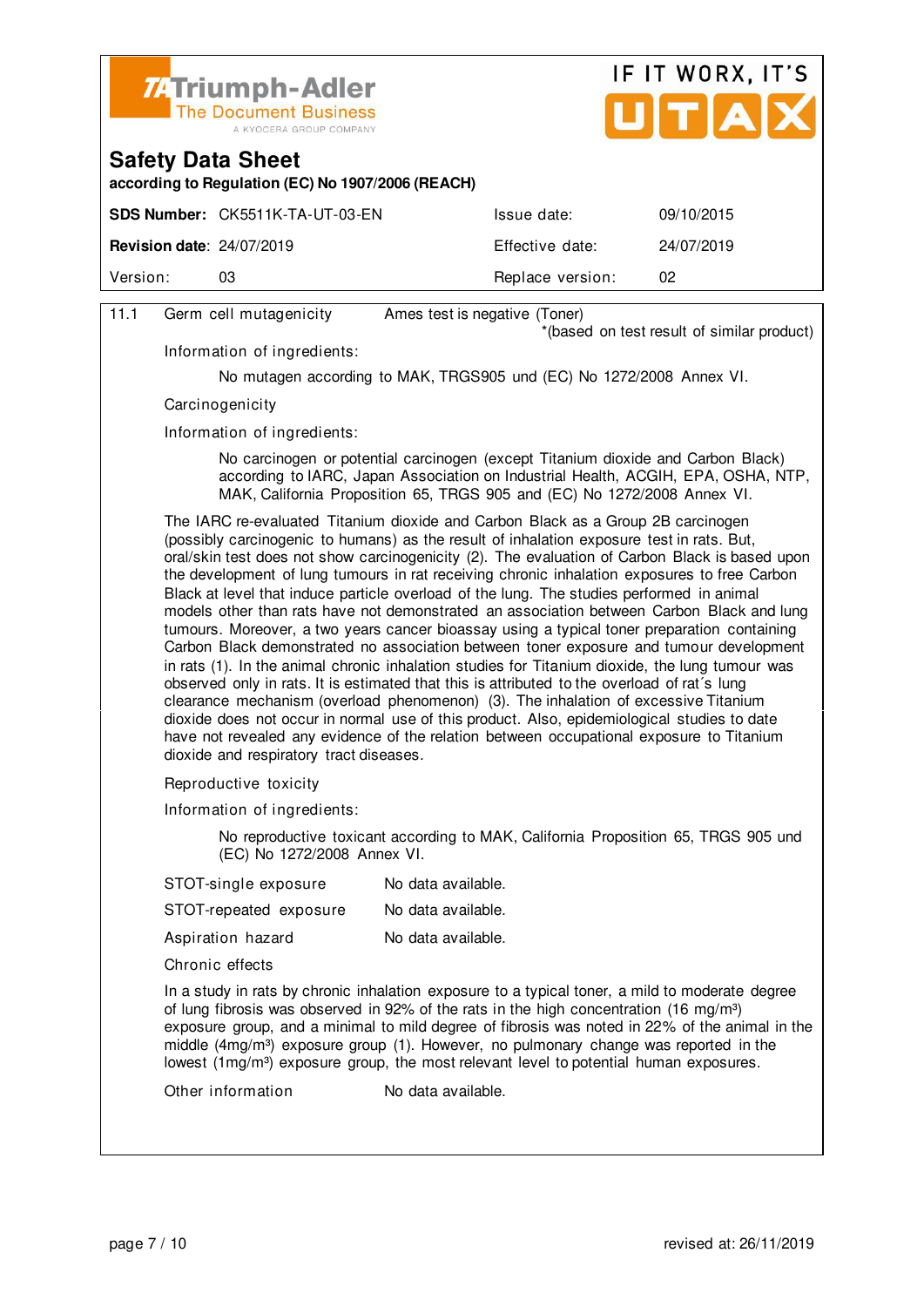| | | |
|---|---|---|
| 11.1 | Germ cell mutagenicity | Ames test is negative (Toner) *(based on test result of similar product) |

Information of ingredients:

No mutagen according to MAK, TRGS905 und (EC) No 1272/2008 Annex VI.

Carcinogenicity

Information of ingredients:

No carcinogen or potential carcinogen (except Titanium dioxide and Carbon Black) according to IARC, Japan Association on Industrial Health, ACGIH, EPA, OSHA, NTP, MAK, California Proposition 65, TRGS 905 and (EC) No 1272/2008 Annex VI.

The IARC re-evaluated Titanium dioxide and Carbon Black as a Group 2B carcinogen (possibly carcinogenic to humans) as the result of inhalation exposure test in rats. But, oral/skin test does not show carcinogenicity (2). The evaluation of Carbon Black is based upon the development of lung tumours in rat receiving chronic inhalation exposures to free Carbon Black at level that induce particle overload of the lung. The studies performed in animal models other than rats have not demonstrated an association between Carbon Black and lung tumours. Moreover, a two years cancer bioassay using a typical toner preparation containing Carbon Black demonstrated no association between toner exposure and tumour development in rats (1). In the animal chronic inhalation studies for Titanium dioxide, the lung tumour was observed only in rats. It is estimated that this is attributed to the overload of rat´s lung clearance mechanism (overload phenomenon) (3). The inhalation of excessive Titanium dioxide does not occur in normal use of this product. Also, epidemiological studies to date have not revealed any evidence of the relation between occupational exposure to Titanium dioxide and respiratory tract diseases.

Reproductive toxicity

Information of ingredients:

No reproductive toxicant according to MAK, California Proposition 65, TRGS 905 und (EC) No 1272/2008 Annex VI.

| | |
|---|---|
| STOT-single exposure | No data available. |
| STOT-repeated exposure | No data available. |
| Aspiration hazard | No data available. |

Chronic effects

In a study in rats by chronic inhalation exposure to a typical toner, a mild to moderate degree of lung fibrosis was observed in 92% of the rats in the high concentration (16 $mg/m^3$) exposure group, and a minimal to mild degree of fibrosis was noted in 22% of the animal in the middle (4$mg/m^3$) exposure group (1). However, no pulmonary change was reported in the lowest (1$mg/m^3$) exposure group, the most relevant level to potential human exposures.

| | |
|---|---|
| Other information | No data available. |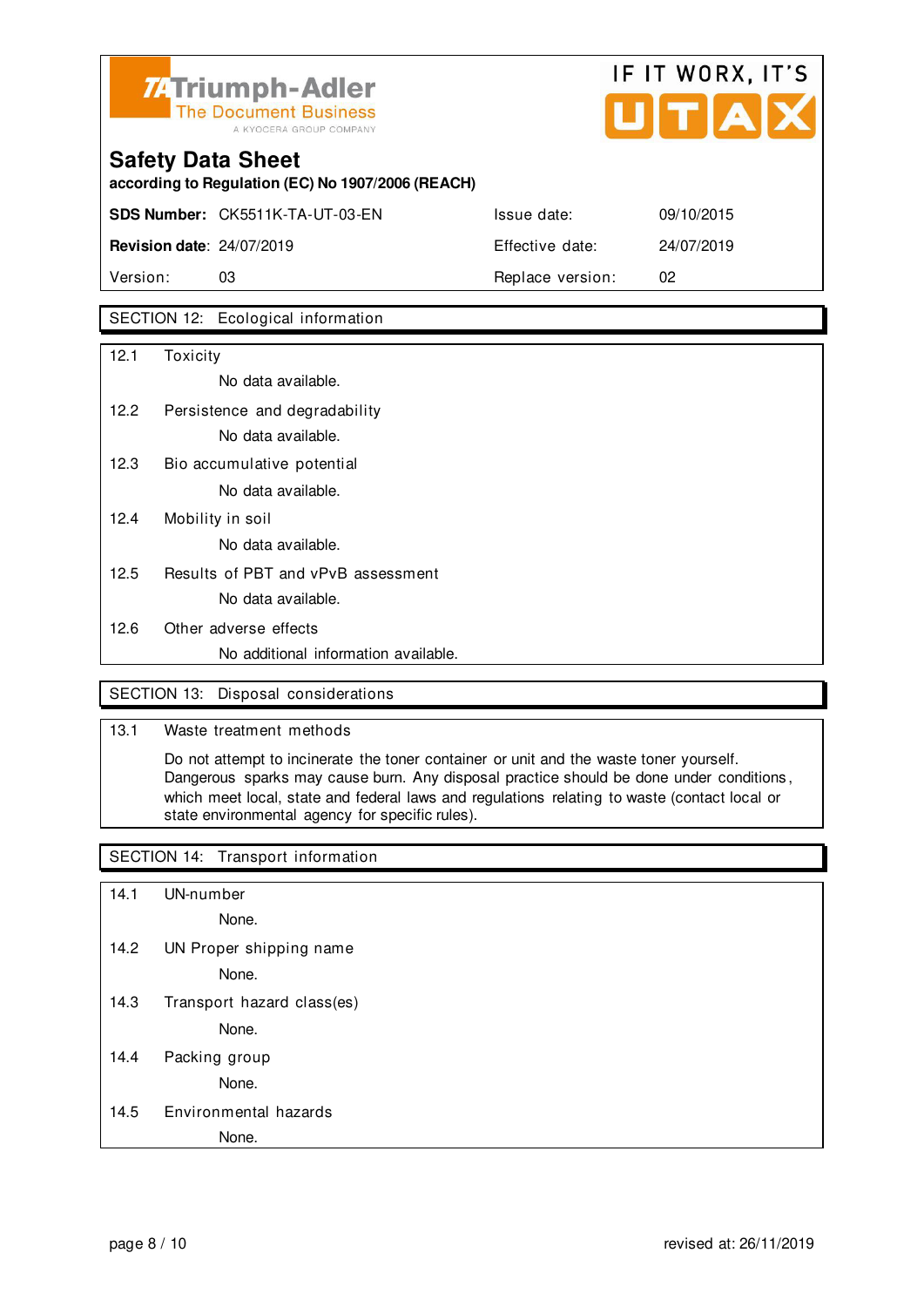# Safety Data Sheet

**according to Regulation (EC) No 1907/2006 (REACH)**

| **SDS Number:** CK5511K-TA-UT-03-EN | Issue date: | 09/10/2015 |
|---|---|---|
| **Revision date**: 24/07/2019 | Effective date: | 24/07/2019 |
| Version: 03 | Replace version: | 02 |

## SECTION 12: Ecological information

**12.1 Toxicity**

No data available.

**12.2 Persistence and degradability**

No data available.

**12.3 Bio accumulative potential**

No data available.

**12.4 Mobility in soil**

No data available.

**12.5 Results of PBT and vPvB assessment**

No data available.

**12.6 Other adverse effects**

No additional information available.

## SECTION 13: Disposal considerations

**13.1 Waste treatment methods**

Do not attempt to incinerate the toner container or unit and the waste toner yourself. Dangerous sparks may cause burn. Any disposal practice should be done under conditions, which meet local, state and federal laws and regulations relating to waste (contact local or state environmental agency for specific rules).

## SECTION 14: Transport information

**14.1 UN-number**

None.

**14.2 UN Proper shipping name**

None.

**14.3 Transport hazard class(es)**

None.

**14.4 Packing group**

None.

**14.5 Environmental hazards**

None.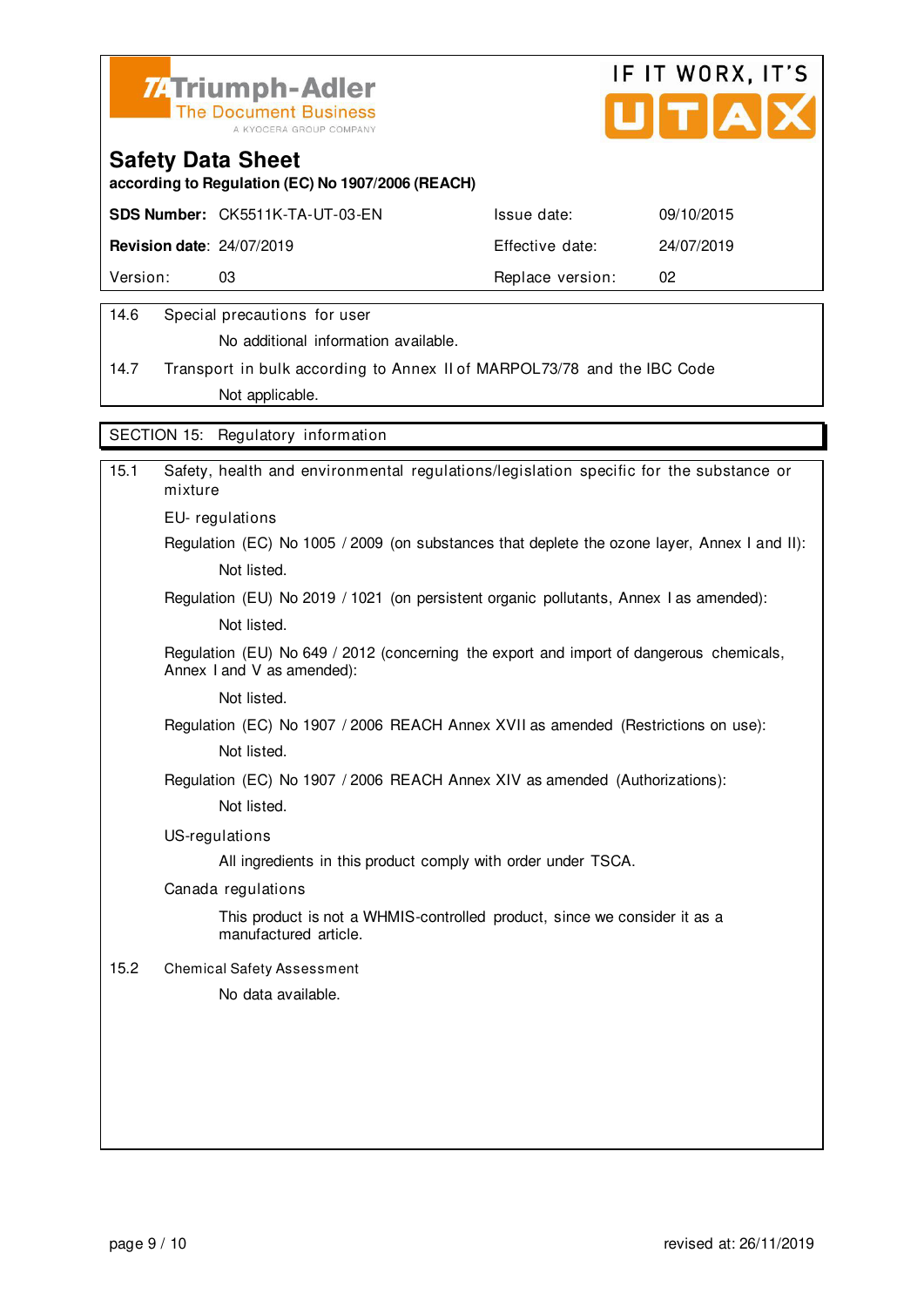**Safety Data Sheet**

**according to Regulation (EC) No 1907/2006 (REACH)**

| **SDS Number:** CK5511K-TA-UT-03-EN | Issue date: | 09/10/2015 |
|---|---|---|
| **Revision date**: 24/07/2019 | Effective date: | 24/07/2019 |
| Version: 03 | Replace version: | 02 |

14.6 Special precautions for user

No additional information available.

14.7 Transport in bulk according to Annex II of MARPOL73/78 and the IBC Code

Not applicable.

## SECTION 15: Regulatory information

15.1 Safety, health and environmental regulations/legislation specific for the substance or mixture

EU- regulations

Regulation (EC) No 1005 / 2009 (on substances that deplete the ozone layer, Annex I and II):

Not listed.

Regulation (EU) No 2019 / 1021 (on persistent organic pollutants, Annex I as amended):

Not listed.

Regulation (EU) No 649 / 2012 (concerning the export and import of dangerous chemicals, Annex I and V as amended):

Not listed.

Regulation (EC) No 1907 / 2006 REACH Annex XVII as amended (Restrictions on use):

Not listed.

Regulation (EC) No 1907 / 2006 REACH Annex XIV as amended (Authorizations):

Not listed.

US-regulations

All ingredients in this product comply with order under TSCA.

Canada regulations

This product is not a WHMIS-controlled product, since we consider it as a manufactured article.

15.2 Chemical Safety Assessment

No data available.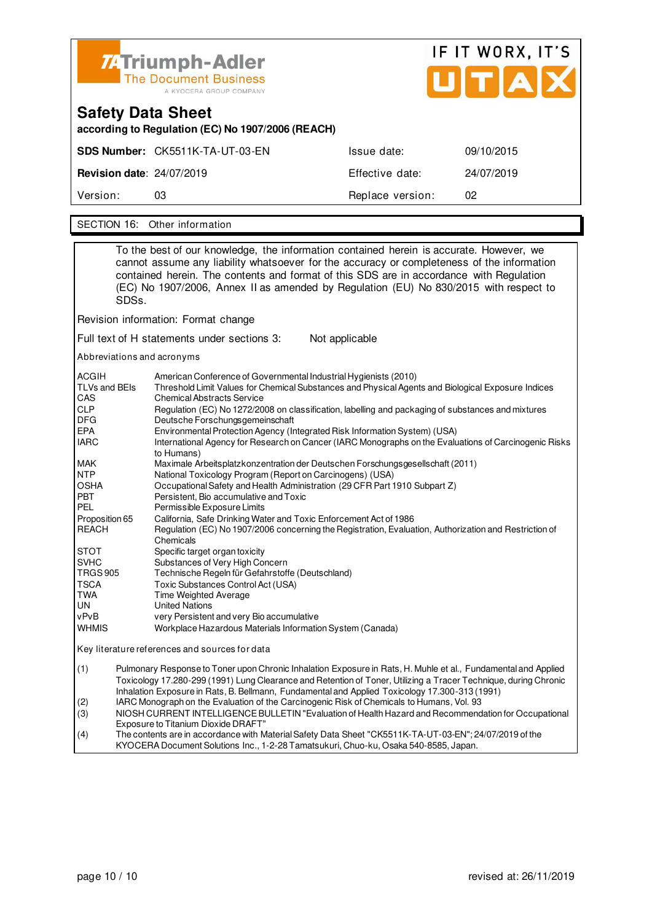# Safety Data Sheet

**according to Regulation (EC) No 1907/2006 (REACH)**

| **SDS Number:** CK5511K-TA-UT-03-EN | | Issue date: | 09/10/2015 |
|---|---|---|---|
| **Revision date**: 24/07/2019 | | Effective date: | 24/07/2019 |
| Version: | 03 | Replace version: | 02 |

## SECTION 16: Other information

To the best of our knowledge, the information contained herein is accurate. However, we cannot assume any liability whatsoever for the accuracy or completeness of the information contained herein. The contents and format of this SDS are in accordance with Regulation (EC) No 1907/2006, Annex II as amended by Regulation (EU) No 830/2015 with respect to SDSs.

Revision information: Format change

Full text of H statements under sections 3: Not applicable

Abbreviations and acronyms

| | |
|---|---|
| ACGIH | American Conference of Governmental Industrial Hygienists (2010) |
| TLVs and BEIs | Threshold Limit Values for Chemical Substances and Physical Agents and Biological Exposure Indices |
| CAS | Chemical Abstracts Service |
| CLP | Regulation (EC) No 1272/2008 on classification, labelling and packaging of substances and mixtures |
| DFG | Deutsche Forschungsgemeinschaft |
| EPA | Environmental Protection Agency (Integrated Risk Information System) (USA) |
| IARC | International Agency for Research on Cancer (IARC Monographs on the Evaluations of Carcinogenic Risks to Humans) |
| MAK | Maximale Arbeitsplatzkonzentration der Deutschen Forschungsgesellschaft (2011) |
| NTP | National Toxicology Program (Report on Carcinogens) (USA) |
| OSHA | Occupational Safety and Health Administration (29 CFR Part 1910 Subpart Z) |
| PBT | Persistent, Bio accumulative and Toxic |
| PEL | Permissible Exposure Limits |
| Proposition 65 | California, Safe Drinking Water and Toxic Enforcement Act of 1986 |
| REACH | Regulation (EC) No 1907/2006 concerning the Registration, Evaluation, Authorization and Restriction of Chemicals |
| STOT | Specific target organ toxicity |
| SVHC | Substances of Very High Concern |
| TRGS 905 | Technische Regeln für Gefahrstoffe (Deutschland) |
| TSCA | Toxic Substances Control Act (USA) |
| TWA | Time Weighted Average |
| UN | United Nations |
| vPvB | very Persistent and very Bio accumulative |
| WHMIS | Workplace Hazardous Materials Information System (Canada) |

Key literature references and sources for data

(1) Pulmonary Response to Toner upon Chronic Inhalation Exposure in Rats, H. Muhle et al., Fundamental and Applied Toxicology 17.280-299 (1991) Lung Clearance and Retention of Toner, Utilizing a Tracer Technique, during Chronic Inhalation Exposure in Rats, B. Bellmann, Fundamental and Applied Toxicology 17.300-313 (1991)

(2) IARC Monograph on the Evaluation of the Carcinogenic Risk of Chemicals to Humans, Vol. 93

(3) NIOSH CURRENT INTELLIGENCE BULLETIN "Evaluation of Health Hazard and Recommendation for Occupational Exposure to Titanium Dioxide DRAFT"

(4) The contents are in accordance with Material Safety Data Sheet "CK5511K-TA-UT-03-EN"; 24/07/2019 of the KYOCERA Document Solutions Inc., 1-2-28 Tamatsukuri, Chuo-ku, Osaka 540-8585, Japan.

revised at: 26/11/2019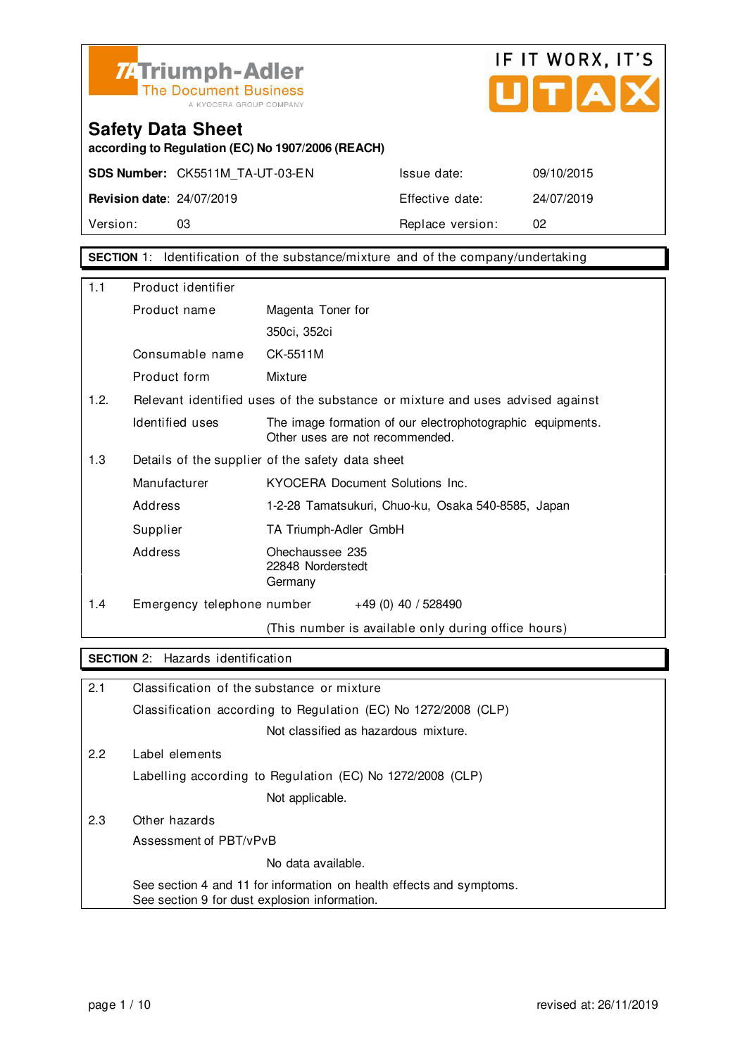**Triumph-Adler** The Document Business — A KYOCERA GROUP COMPANY

IF IT WORX, IT'S UTAX

# Safety Data Sheet

**according to Regulation (EC) No 1907/2006 (REACH)**

| **SDS Number:** CK5511M_TA-UT-03-EN | Issue date: | 09/10/2015 |
|---|---|---|
| **Revision date**: 24/07/2019 | Effective date: | 24/07/2019 |
| Version: 03 | Replace version: | 02 |

## SECTION 1: Identification of the substance/mixture and of the company/undertaking

1.1 Product identifier

| | |
|---|---|
| Product name | Magenta Toner for 350ci, 352ci |
| Consumable name | CK-5511M |
| Product form | Mixture |

1.2. Relevant identified uses of the substance or mixture and uses advised against

| | |
|---|---|
| Identified uses | The image formation of our electrophotographic equipments. Other uses are not recommended. |

1.3 Details of the supplier of the safety data sheet

| | |
|---|---|
| Manufacturer | KYOCERA Document Solutions Inc. |
| Address | 1-2-28 Tamatsukuri, Chuo-ku, Osaka 540-8585, Japan |
| Supplier | TA Triumph-Adler GmbH |
| Address | Ohechaussee 235<br>22848 Norderstedt<br>Germany |

1.4 Emergency telephone number +49 (0) 40 / 528490

(This number is available only during office hours)

## SECTION 2: Hazards identification

2.1 Classification of the substance or mixture

Classification according to Regulation (EC) No 1272/2008 (CLP)

Not classified as hazardous mixture.

2.2 Label elements

Labelling according to Regulation (EC) No 1272/2008 (CLP)

Not applicable.

2.3 Other hazards

Assessment of PBT/vPvB

No data available.

See section 4 and 11 for information on health effects and symptoms.
See section 9 for dust explosion information.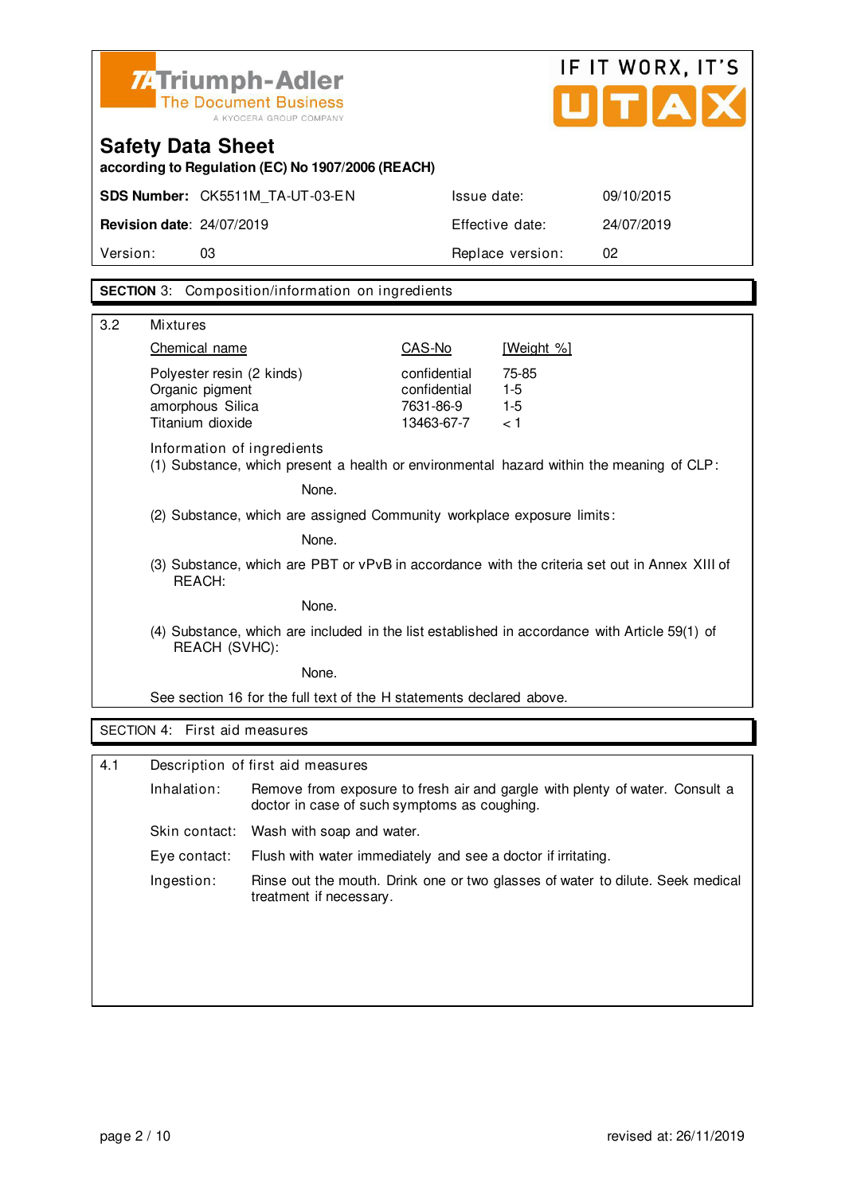Triumph-Adler
The Document Business
A KYOCERA GROUP COMPANY

IF IT WORX, IT'S UTAX

# Safety Data Sheet

**according to Regulation (EC) No 1907/2006 (REACH)**

| | | | |
|---|---|---|---|
| **SDS Number:** | CK5511M_TA-UT-03-EN | Issue date: | 09/10/2015 |
| **Revision date**: | 24/07/2019 | Effective date: | 24/07/2019 |
| Version: | 03 | Replace version: | 02 |

## SECTION 3: Composition/information on ingredients

3.2 Mixtures

| Chemical name | CAS-No | [Weight %] |
|---|---|---|
| Polyester resin (2 kinds) | confidential | 75-85 |
| Organic pigment | confidential | 1-5 |
| amorphous Silica | 7631-86-9 | 1-5 |
| Titanium dioxide | 13463-67-7 | < 1 |

Information of ingredients

(1) Substance, which present a health or environmental hazard within the meaning of CLP:

None.

(2) Substance, which are assigned Community workplace exposure limits:

None.

(3) Substance, which are PBT or vPvB in accordance with the criteria set out in Annex XIII of REACH:

None.

(4) Substance, which are included in the list established in accordance with Article 59(1) of REACH (SVHC):

None.

See section 16 for the full text of the H statements declared above.

## SECTION 4: First aid measures

4.1 Description of first aid measures

| | |
|---|---|
| Inhalation: | Remove from exposure to fresh air and gargle with plenty of water. Consult a doctor in case of such symptoms as coughing. |
| Skin contact: | Wash with soap and water. |
| Eye contact: | Flush with water immediately and see a doctor if irritating. |
| Ingestion: | Rinse out the mouth. Drink one or two glasses of water to dilute. Seek medical treatment if necessary. |

revised at: 26/11/2019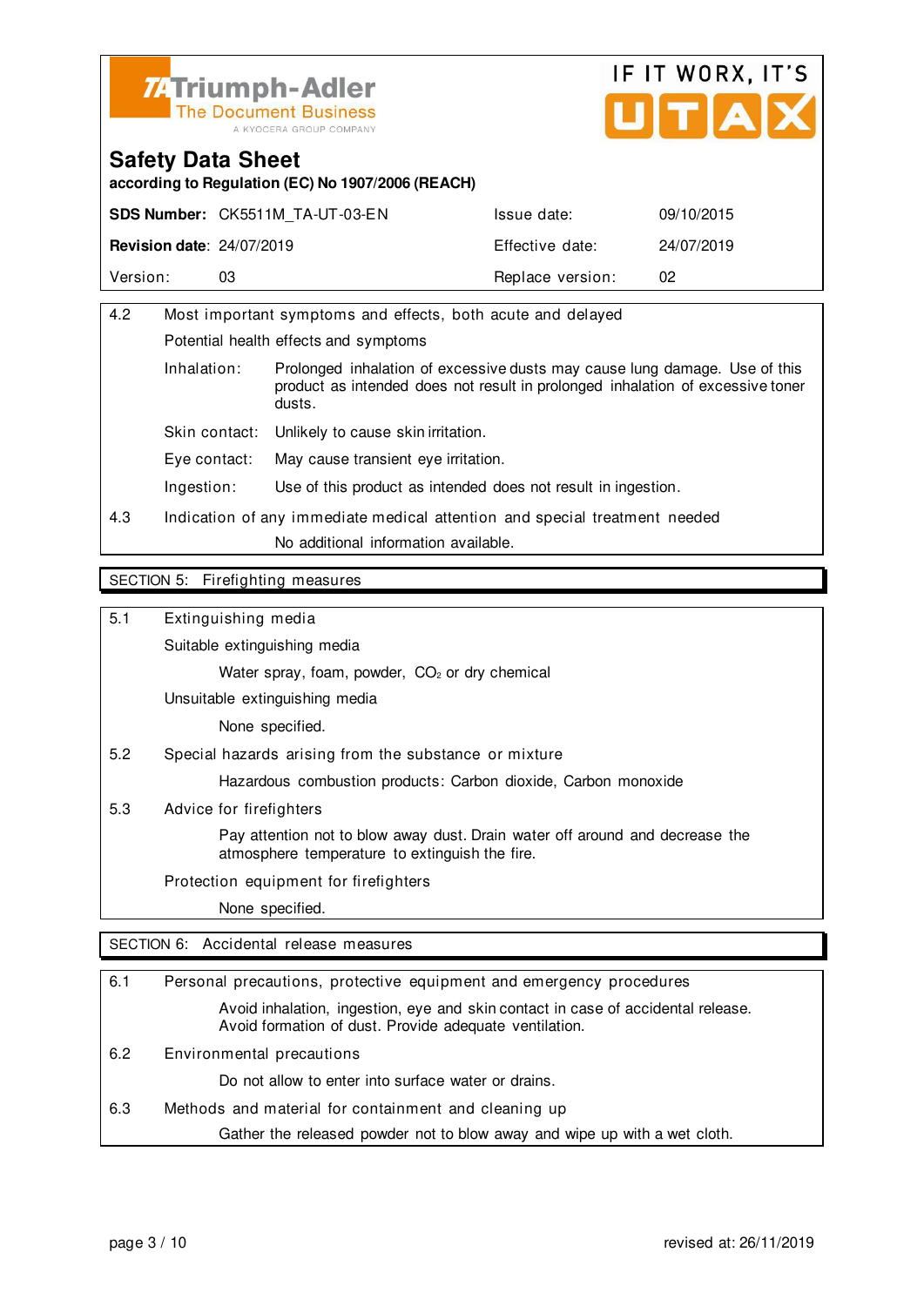Triumph-Adler
The Document Business
A KYOCERA GROUP COMPANY

IF IT WORX, IT'S UTAX

# Safety Data Sheet

**according to Regulation (EC) No 1907/2006 (REACH)**

| **SDS Number:** CK5511M_TA-UT-03-EN | Issue date: | 09/10/2015 |
|---|---|---|
| **Revision date:** 24/07/2019 | Effective date: | 24/07/2019 |
| Version: 03 | Replace version: | 02 |

**4.2 Most important symptoms and effects, both acute and delayed**

Potential health effects and symptoms

- Inhalation: Prolonged inhalation of excessive dusts may cause lung damage. Use of this product as intended does not result in prolonged inhalation of excessive toner dusts.
- Skin contact: Unlikely to cause skin irritation.
- Eye contact: May cause transient eye irritation.
- Ingestion: Use of this product as intended does not result in ingestion.

**4.3 Indication of any immediate medical attention and special treatment needed**

No additional information available.

## SECTION 5: Firefighting measures

**5.1 Extinguishing media**

Suitable extinguishing media

Water spray, foam, powder, $CO_2$ or dry chemical

Unsuitable extinguishing media

None specified.

**5.2 Special hazards arising from the substance or mixture**

Hazardous combustion products: Carbon dioxide, Carbon monoxide

**5.3 Advice for firefighters**

Pay attention not to blow away dust. Drain water off around and decrease the atmosphere temperature to extinguish the fire.

Protection equipment for firefighters

None specified.

## SECTION 6: Accidental release measures

**6.1 Personal precautions, protective equipment and emergency procedures**

Avoid inhalation, ingestion, eye and skin contact in case of accidental release. Avoid formation of dust. Provide adequate ventilation.

**6.2 Environmental precautions**

Do not allow to enter into surface water or drains.

**6.3 Methods and material for containment and cleaning up**

Gather the released powder not to blow away and wipe up with a wet cloth.

revised at: 26/11/2019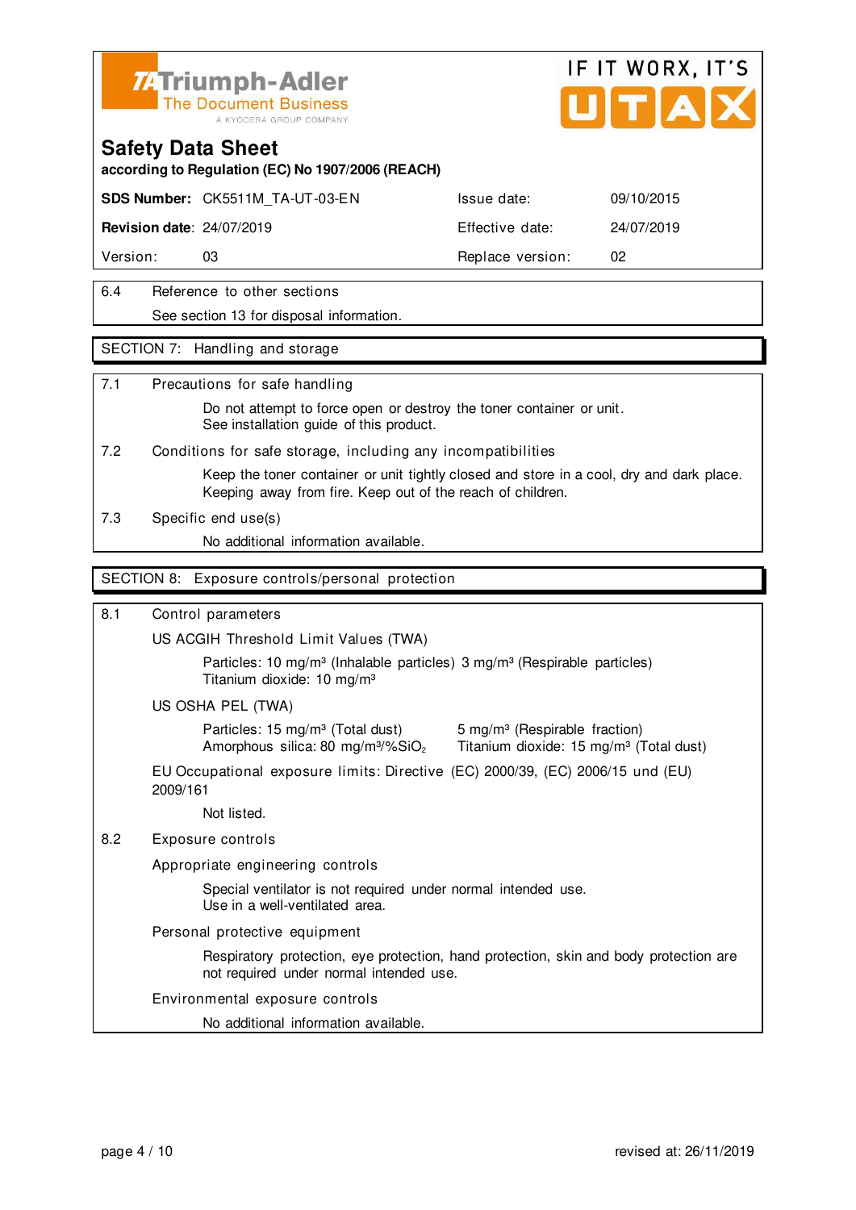**Triumph-Adler** The Document Business — A KYOCERA GROUP COMPANY

IF IT WORX, IT'S UTAX

# Safety Data Sheet

**according to Regulation (EC) No 1907/2006 (REACH)**

| **SDS Number:** CK5511M_TA-UT-03-EN | | Issue date: | 09/10/2015 |
|---|---|---|---|
| **Revision date**: 24/07/2019 | | Effective date: | 24/07/2019 |
| Version: | 03 | Replace version: | 02 |

6.4 Reference to other sections

See section 13 for disposal information.

## SECTION 7: Handling and storage

7.1 Precautions for safe handling

Do not attempt to force open or destroy the toner container or unit.
See installation guide of this product.

7.2 Conditions for safe storage, including any incompatibilities

Keep the toner container or unit tightly closed and store in a cool, dry and dark place.
Keeping away from fire. Keep out of the reach of children.

7.3 Specific end use(s)

No additional information available.

## SECTION 8: Exposure controls/personal protection

8.1 Control parameters

US ACGIH Threshold Limit Values (TWA)

Particles: 10 mg/m³ (Inhalable particles) 3 mg/m³ (Respirable particles)
Titanium dioxide: 10 mg/m³

US OSHA PEL (TWA)

Particles: 15 mg/m³ (Total dust) 5 mg/m³ (Respirable fraction)
Amorphous silica: 80 mg/m³/%$SiO_2$ Titanium dioxide: 15 mg/m³ (Total dust)

EU Occupational exposure limits: Directive (EC) 2000/39, (EC) 2006/15 und (EU) 2009/161

Not listed.

8.2 Exposure controls

Appropriate engineering controls

Special ventilator is not required under normal intended use.
Use in a well-ventilated area.

Personal protective equipment

Respiratory protection, eye protection, hand protection, skin and body protection are not required under normal intended use.

Environmental exposure controls

No additional information available.

revised at: 26/11/2019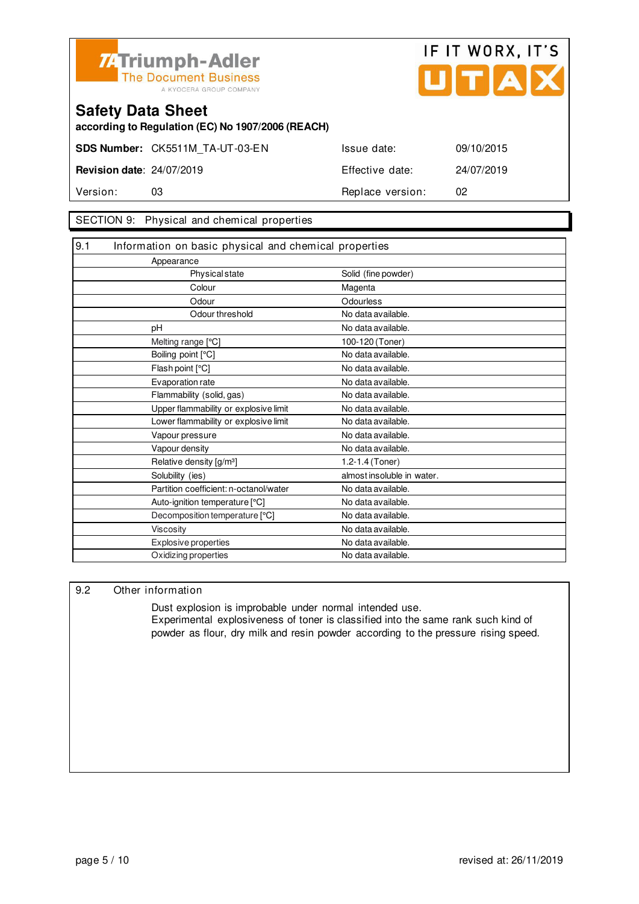Triumph-Adler
The Document Business
A KYOCERA GROUP COMPANY

IF IT WORX, IT'S UTAX

# Safety Data Sheet

**according to Regulation (EC) No 1907/2006 (REACH)**

| **SDS Number:** | CK5511M_TA-UT-03-EN | Issue date: | 09/10/2015 |
|---|---|---|---|
| **Revision date**: | 24/07/2019 | Effective date: | 24/07/2019 |
| Version: | 03 | Replace version: | 02 |

## SECTION 9: Physical and chemical properties

### 9.1 Information on basic physical and chemical properties

| Property | Value |
|---|---|
| Appearance | |
| Physical state | Solid (fine powder) |
| Colour | Magenta |
| Odour | Odourless |
| Odour threshold | No data available. |
| pH | No data available. |
| Melting range [°C] | 100-120 (Toner) |
| Boiling point [°C] | No data available. |
| Flash point [°C] | No data available. |
| Evaporation rate | No data available. |
| Flammability (solid, gas) | No data available. |
| Upper flammability or explosive limit | No data available. |
| Lower flammability or explosive limit | No data available. |
| Vapour pressure | No data available. |
| Vapour density | No data available. |
| Relative density [g/m³] | 1.2-1.4 (Toner) |
| Solubility (ies) | almost insoluble in water. |
| Partition coefficient: n-octanol/water | No data available. |
| Auto-ignition temperature [°C] | No data available. |
| Decomposition temperature [°C] | No data available. |
| Viscosity | No data available. |
| Explosive properties | No data available. |
| Oxidizing properties | No data available. |

### 9.2 Other information

Dust explosion is improbable under normal intended use.
Experimental explosiveness of toner is classified into the same rank such kind of powder as flour, dry milk and resin powder according to the pressure rising speed.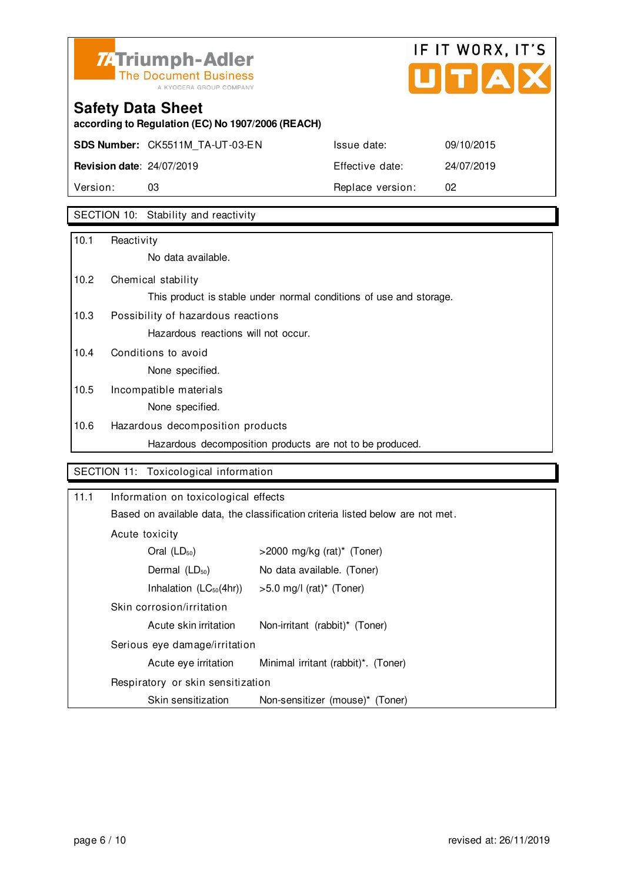# Safety Data Sheet

**according to Regulation (EC) No 1907/2006 (REACH)**

| | | | |
|---|---|---|---|
| **SDS Number:** | CK5511M_TA-UT-03-EN | Issue date: | 09/10/2015 |
| **Revision date**: | 24/07/2019 | Effective date: | 24/07/2019 |
| Version: | 03 | Replace version: | 02 |

## SECTION 10: Stability and reactivity

**10.1 Reactivity**

No data available.

**10.2 Chemical stability**

This product is stable under normal conditions of use and storage.

**10.3 Possibility of hazardous reactions**

Hazardous reactions will not occur.

**10.4 Conditions to avoid**

None specified.

**10.5 Incompatible materials**

None specified.

**10.6 Hazardous decomposition products**

Hazardous decomposition products are not to be produced.

## SECTION 11: Toxicological information

**11.1 Information on toxicological effects**

Based on available data, the classification criteria listed below are not met.

Acute toxicity

| | |
|---|---|
| Oral ($LD_{50}$) | >2000 mg/kg (rat)* (Toner) |
| Dermal ($LD_{50}$) | No data available. (Toner) |
| Inhalation ($LC_{50}$(4hr)) | >5.0 mg/l (rat)* (Toner) |

Skin corrosion/irritation

| | |
|---|---|
| Acute skin irritation | Non-irritant (rabbit)* (Toner) |

Serious eye damage/irritation

| | |
|---|---|
| Acute eye irritation | Minimal irritant (rabbit)*. (Toner) |

Respiratory or skin sensitization

| | |
|---|---|
| Skin sensitization | Non-sensitizer (mouse)* (Toner) |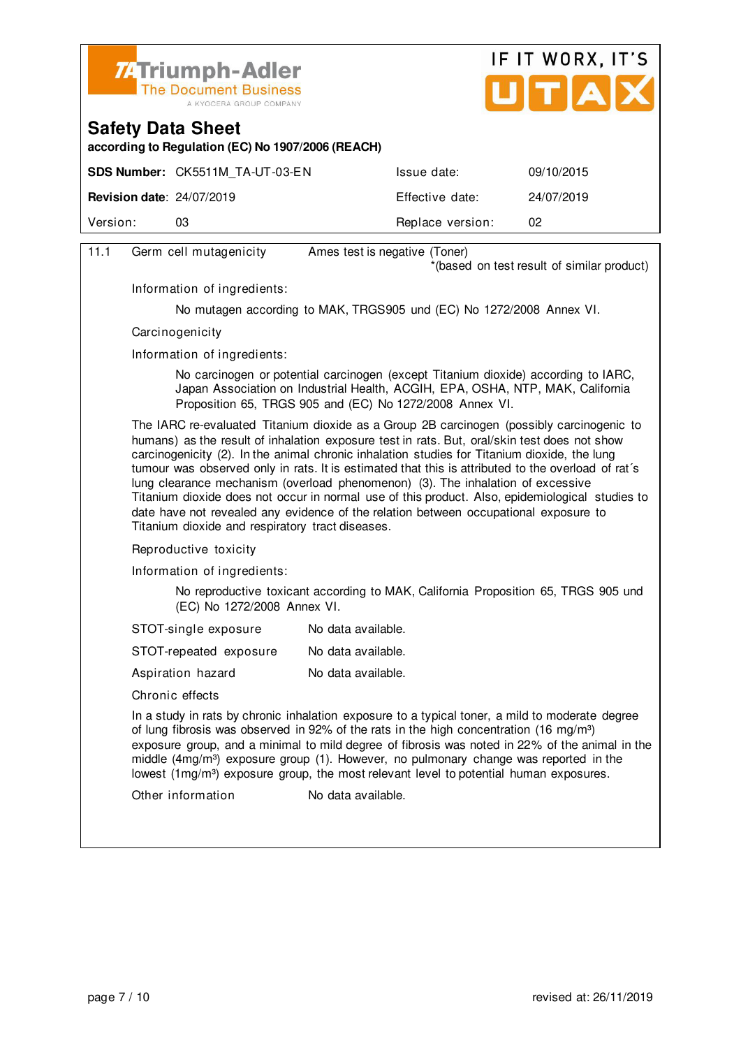11.1 Germ cell mutagenicity — Ames test is negative (Toner)
*(based on test result of similar product)

Information of ingredients:

No mutagen according to MAK, TRGS905 und (EC) No 1272/2008 Annex VI.

Carcinogenicity

Information of ingredients:

No carcinogen or potential carcinogen (except Titanium dioxide) according to IARC, Japan Association on Industrial Health, ACGIH, EPA, OSHA, NTP, MAK, California Proposition 65, TRGS 905 and (EC) No 1272/2008 Annex VI.

The IARC re-evaluated Titanium dioxide as a Group 2B carcinogen (possibly carcinogenic to humans) as the result of inhalation exposure test in rats. But, oral/skin test does not show carcinogenicity (2). In the animal chronic inhalation studies for Titanium dioxide, the lung tumour was observed only in rats. It is estimated that this is attributed to the overload of rat´s lung clearance mechanism (overload phenomenon) (3). The inhalation of excessive Titanium dioxide does not occur in normal use of this product. Also, epidemiological studies to date have not revealed any evidence of the relation between occupational exposure to Titanium dioxide and respiratory tract diseases.

Reproductive toxicity

Information of ingredients:

No reproductive toxicant according to MAK, California Proposition 65, TRGS 905 und (EC) No 1272/2008 Annex VI.

| | |
|---|---|
| STOT-single exposure | No data available. |
| STOT-repeated exposure | No data available. |
| Aspiration hazard | No data available. |

Chronic effects

In a study in rats by chronic inhalation exposure to a typical toner, a mild to moderate degree of lung fibrosis was observed in 92% of the rats in the high concentration (16 $mg/m^3$) exposure group, and a minimal to mild degree of fibrosis was noted in 22% of the animal in the middle (4$mg/m^3$) exposure group (1). However, no pulmonary change was reported in the lowest (1$mg/m^3$) exposure group, the most relevant level to potential human exposures.

| | |
|---|---|
| Other information | No data available. |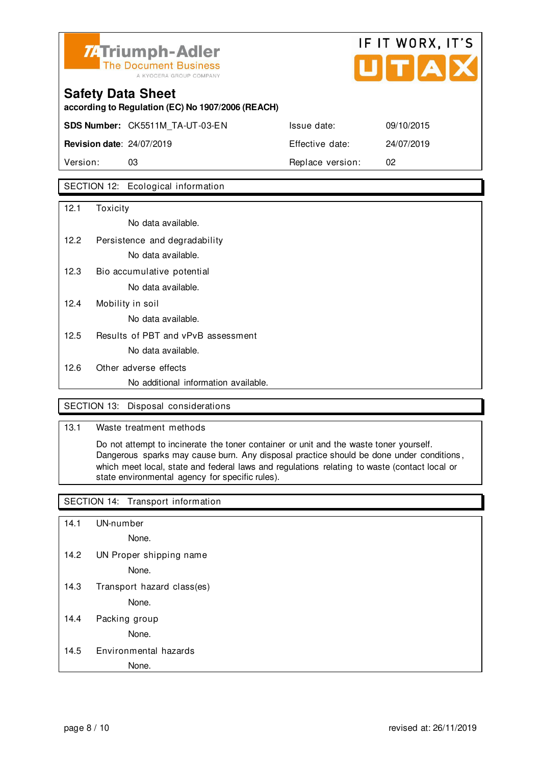Triumph-Adler
The Document Business
A KYOCERA GROUP COMPANY

IF IT WORX, IT'S UTAX

# Safety Data Sheet

**according to Regulation (EC) No 1907/2006 (REACH)**

| **SDS Number:** CK5511M_TA-UT-03-EN | Issue date: | 09/10/2015 |
|---|---|---|
| **Revision date**: 24/07/2019 | Effective date: | 24/07/2019 |
| Version: 03 | Replace version: | 02 |

## SECTION 12: Ecological information

12.1 Toxicity

No data available.

12.2 Persistence and degradability

No data available.

12.3 Bio accumulative potential

No data available.

12.4 Mobility in soil

No data available.

12.5 Results of PBT and vPvB assessment

No data available.

12.6 Other adverse effects

No additional information available.

## SECTION 13: Disposal considerations

13.1 Waste treatment methods

Do not attempt to incinerate the toner container or unit and the waste toner yourself. Dangerous sparks may cause burn. Any disposal practice should be done under conditions, which meet local, state and federal laws and regulations relating to waste (contact local or state environmental agency for specific rules).

## SECTION 14: Transport information

14.1 UN-number

None.

14.2 UN Proper shipping name

None.

14.3 Transport hazard class(es)

None.

14.4 Packing group

None.

14.5 Environmental hazards

None.

revised at: 26/11/2019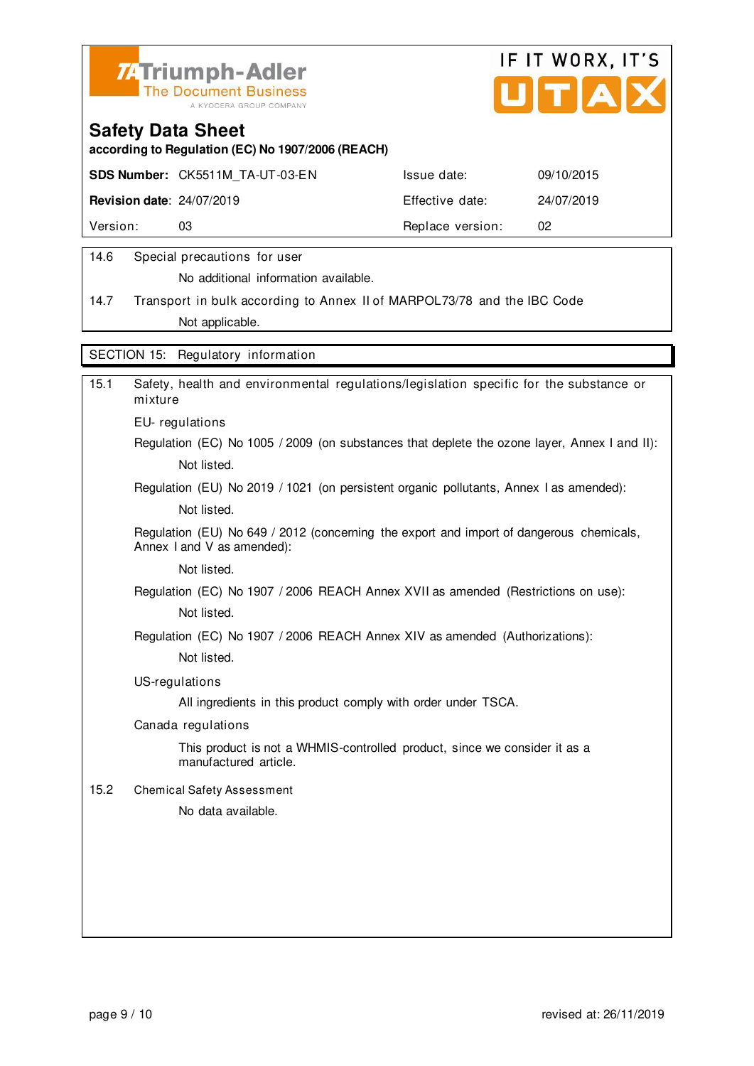## Safety Data Sheet

**according to Regulation (EC) No 1907/2006 (REACH)**

| **SDS Number:** CK5511M_TA-UT-03-EN | Issue date: | 09/10/2015 |
|---|---|---|
| **Revision date**: 24/07/2019 | Effective date: | 24/07/2019 |
| Version: 03 | Replace version: | 02 |

14.6 Special precautions for user

No additional information available.

14.7 Transport in bulk according to Annex II of MARPOL73/78 and the IBC Code

Not applicable.

## SECTION 15: Regulatory information

15.1 Safety, health and environmental regulations/legislation specific for the substance or mixture

EU- regulations

Regulation (EC) No 1005 / 2009 (on substances that deplete the ozone layer, Annex I and II):

Not listed.

Regulation (EU) No 2019 / 1021 (on persistent organic pollutants, Annex I as amended):

Not listed.

Regulation (EU) No 649 / 2012 (concerning the export and import of dangerous chemicals, Annex I and V as amended):

Not listed.

Regulation (EC) No 1907 / 2006 REACH Annex XVII as amended (Restrictions on use):

Not listed.

Regulation (EC) No 1907 / 2006 REACH Annex XIV as amended (Authorizations):

Not listed.

US-regulations

All ingredients in this product comply with order under TSCA.

Canada regulations

This product is not a WHMIS-controlled product, since we consider it as a manufactured article.

15.2 Chemical Safety Assessment

No data available.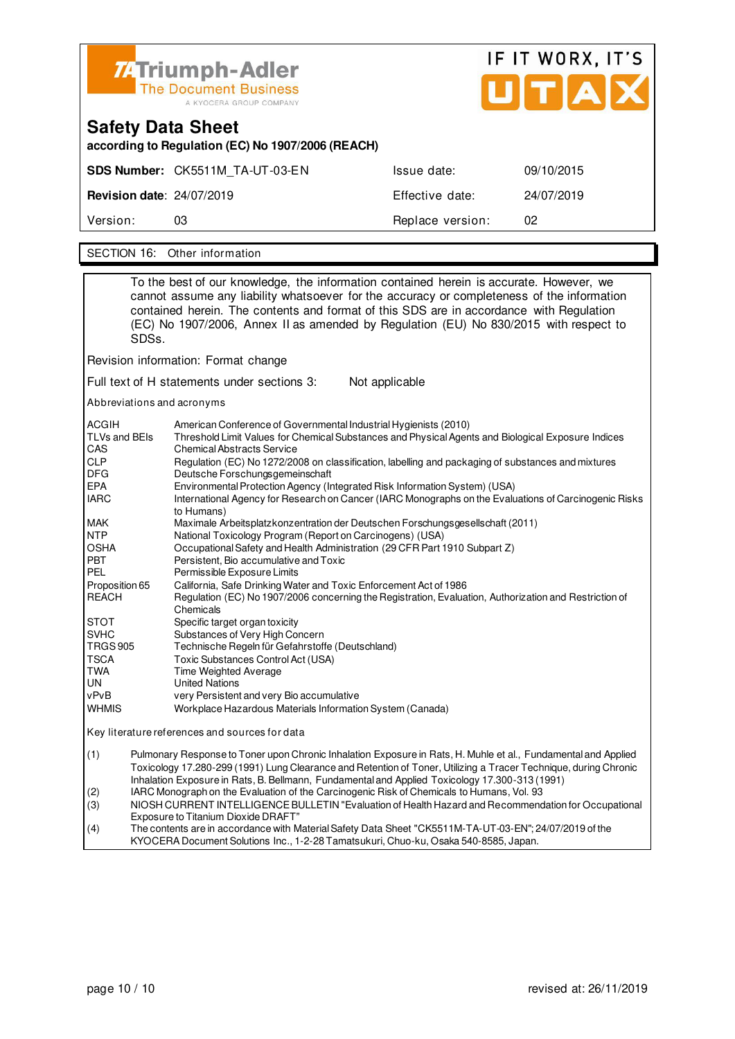# Safety Data Sheet

**according to Regulation (EC) No 1907/2006 (REACH)**

| | | | |
|---|---|---|---|
| **SDS Number:** | CK5511M_TA-UT-03-EN | Issue date: | 09/10/2015 |
| **Revision date**: | 24/07/2019 | Effective date: | 24/07/2019 |
| Version: | 03 | Replace version: | 02 |

## SECTION 16: Other information

To the best of our knowledge, the information contained herein is accurate. However, we cannot assume any liability whatsoever for the accuracy or completeness of the information contained herein. The contents and format of this SDS are in accordance with Regulation (EC) No 1907/2006, Annex II as amended by Regulation (EU) No 830/2015 with respect to SDSs.

Revision information: Format change

Full text of H statements under sections 3: Not applicable

Abbreviations and acronyms

| | |
|---|---|
| ACGIH | American Conference of Governmental Industrial Hygienists (2010) |
| TLVs and BEIs | Threshold Limit Values for Chemical Substances and Physical Agents and Biological Exposure Indices |
| CAS | Chemical Abstracts Service |
| CLP | Regulation (EC) No 1272/2008 on classification, labelling and packaging of substances and mixtures |
| DFG | Deutsche Forschungsgemeinschaft |
| EPA | Environmental Protection Agency (Integrated Risk Information System) (USA) |
| IARC | International Agency for Research on Cancer (IARC Monographs on the Evaluations of Carcinogenic Risks to Humans) |
| MAK | Maximale Arbeitsplatzkonzentration der Deutschen Forschungsgesellschaft (2011) |
| NTP | National Toxicology Program (Report on Carcinogens) (USA) |
| OSHA | Occupational Safety and Health Administration (29 CFR Part 1910 Subpart Z) |
| PBT | Persistent, Bio accumulative and Toxic |
| PEL | Permissible Exposure Limits |
| Proposition 65 | California, Safe Drinking Water and Toxic Enforcement Act of 1986 |
| REACH | Regulation (EC) No 1907/2006 concerning the Registration, Evaluation, Authorization and Restriction of Chemicals |
| STOT | Specific target organ toxicity |
| SVHC | Substances of Very High Concern |
| TRGS 905 | Technische Regeln für Gefahrstoffe (Deutschland) |
| TSCA | Toxic Substances Control Act (USA) |
| TWA | Time Weighted Average |
| UN | United Nations |
| vPvB | very Persistent and very Bio accumulative |
| WHMIS | Workplace Hazardous Materials Information System (Canada) |

Key literature references and sources for data

(1) Pulmonary Response to Toner upon Chronic Inhalation Exposure in Rats, H. Muhle et al., Fundamental and Applied Toxicology 17.280-299 (1991) Lung Clearance and Retention of Toner, Utilizing a Tracer Technique, during Chronic Inhalation Exposure in Rats, B. Bellmann, Fundamental and Applied Toxicology 17.300-313 (1991)

(2) IARC Monograph on the Evaluation of the Carcinogenic Risk of Chemicals to Humans, Vol. 93

(3) NIOSH CURRENT INTELLIGENCE BULLETIN "Evaluation of Health Hazard and Recommendation for Occupational Exposure to Titanium Dioxide DRAFT"

(4) The contents are in accordance with Material Safety Data Sheet "CK5511M-TA-UT-03-EN"; 24/07/2019 of the KYOCERA Document Solutions Inc., 1-2-28 Tamatsukuri, Chuo-ku, Osaka 540-8585, Japan.

revised at: 26/11/2019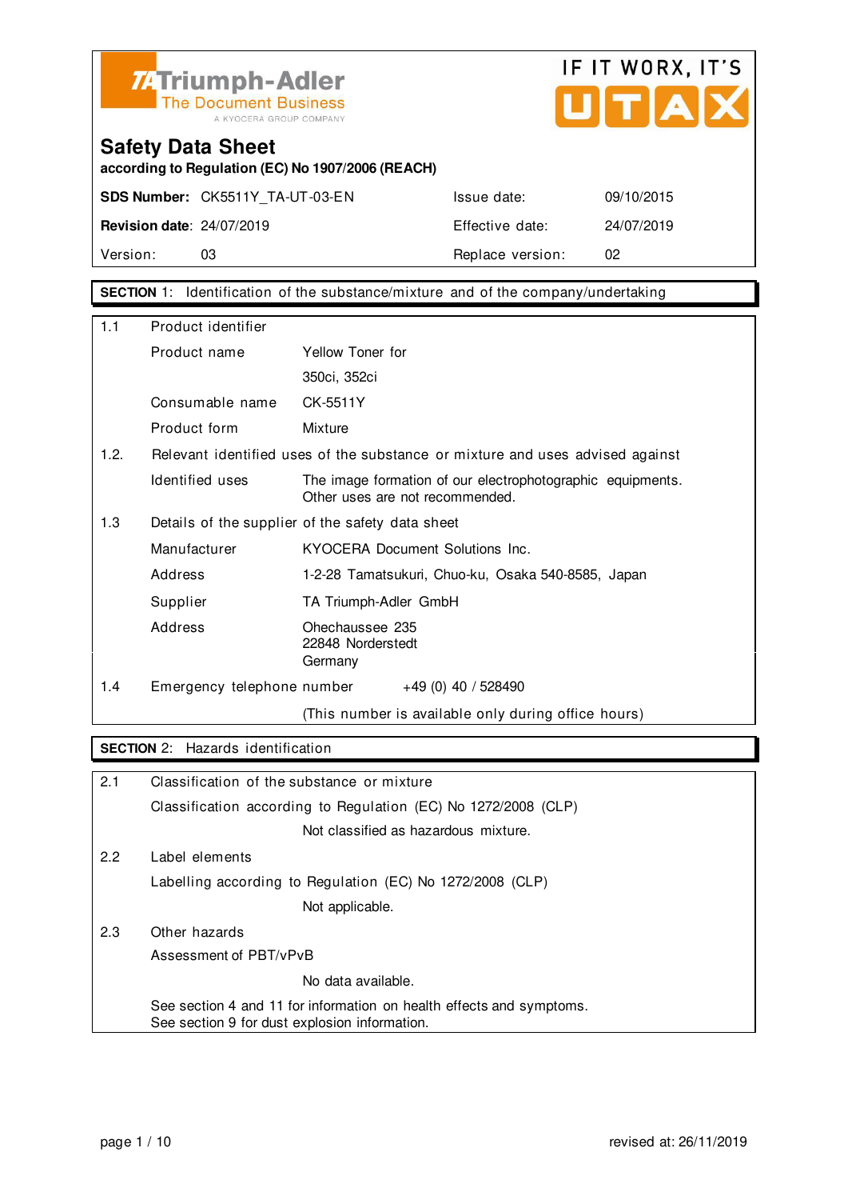Triumph-Adler
The Document Business
A KYOCERA GROUP COMPANY

IF IT WORX, IT'S UTAX

# Safety Data Sheet

**according to Regulation (EC) No 1907/2006 (REACH)**

| | | | |
|---|---|---|---|
| **SDS Number:** | CK5511Y_TA-UT-03-EN | Issue date: | 09/10/2015 |
| **Revision date**: | 24/07/2019 | Effective date: | 24/07/2019 |
| Version: | 03 | Replace version: | 02 |

## SECTION 1: Identification of the substance/mixture and of the company/undertaking

**1.1 Product identifier**

| | |
|---|---|
| Product name | Yellow Toner for 350ci, 352ci |
| Consumable name | CK-5511Y |
| Product form | Mixture |

**1.2. Relevant identified uses of the substance or mixture and uses advised against**

| | |
|---|---|
| Identified uses | The image formation of our electrophotographic equipments. Other uses are not recommended. |

**1.3 Details of the supplier of the safety data sheet**

| | |
|---|---|
| Manufacturer | KYOCERA Document Solutions Inc. |
| Address | 1-2-28 Tamatsukuri, Chuo-ku, Osaka 540-8585, Japan |
| Supplier | TA Triumph-Adler GmbH |
| Address | Ohechaussee 235<br>22848 Norderstedt<br>Germany |

**1.4 Emergency telephone number** +49 (0) 40 / 528490

(This number is available only during office hours)

## SECTION 2: Hazards identification

**2.1 Classification of the substance or mixture**

Classification according to Regulation (EC) No 1272/2008 (CLP)

Not classified as hazardous mixture.

**2.2 Label elements**

Labelling according to Regulation (EC) No 1272/2008 (CLP)

Not applicable.

**2.3 Other hazards**

Assessment of PBT/vPvB

No data available.

See section 4 and 11 for information on health effects and symptoms.
See section 9 for dust explosion information.

revised at: 26/11/2019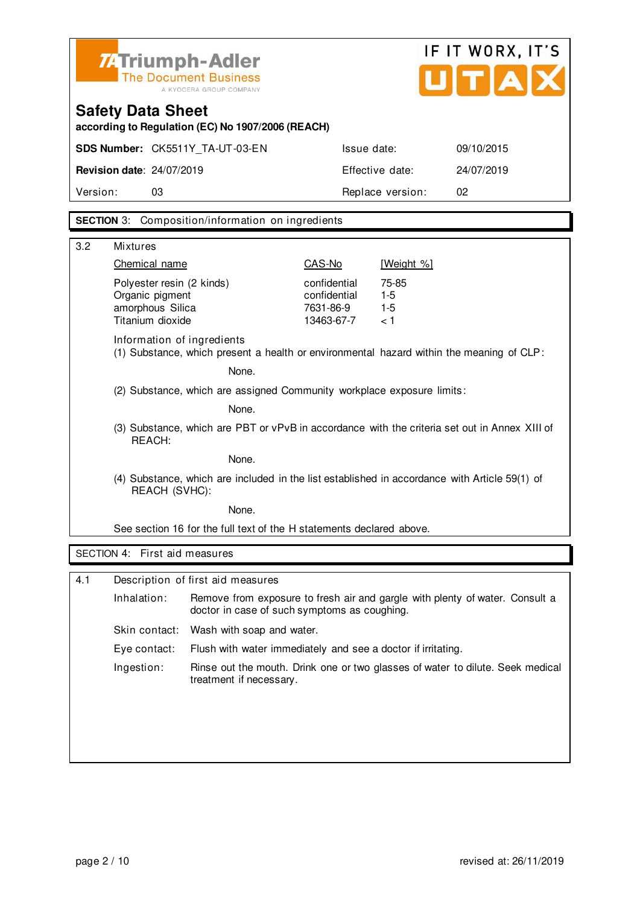Triumph-Adler
The Document Business
A KYOCERA GROUP COMPANY

IF IT WORX, IT'S UTAX

# Safety Data Sheet

**according to Regulation (EC) No 1907/2006 (REACH)**

| | | | |
|---|---|---|---|
| **SDS Number:** | CK5511Y_TA-UT-03-EN | Issue date: | 09/10/2015 |
| **Revision date**: | 24/07/2019 | Effective date: | 24/07/2019 |
| Version: | 03 | Replace version: | 02 |

## SECTION 3: Composition/information on ingredients

3.2 Mixtures

| Chemical name | CAS-No | [Weight %] |
|---|---|---|
| Polyester resin (2 kinds) | confidential | 75-85 |
| Organic pigment | confidential | 1-5 |
| amorphous Silica | 7631-86-9 | 1-5 |
| Titanium dioxide | 13463-67-7 | < 1 |

Information of ingredients

(1) Substance, which present a health or environmental hazard within the meaning of CLP:

None.

(2) Substance, which are assigned Community workplace exposure limits:

None.

(3) Substance, which are PBT or vPvB in accordance with the criteria set out in Annex XIII of REACH:

None.

(4) Substance, which are included in the list established in accordance with Article 59(1) of REACH (SVHC):

None.

See section 16 for the full text of the H statements declared above.

## SECTION 4: First aid measures

4.1 Description of first aid measures

Inhalation: Remove from exposure to fresh air and gargle with plenty of water. Consult a doctor in case of such symptoms as coughing.

Skin contact: Wash with soap and water.

Eye contact: Flush with water immediately and see a doctor if irritating.

Ingestion: Rinse out the mouth. Drink one or two glasses of water to dilute. Seek medical treatment if necessary.

revised at: 26/11/2019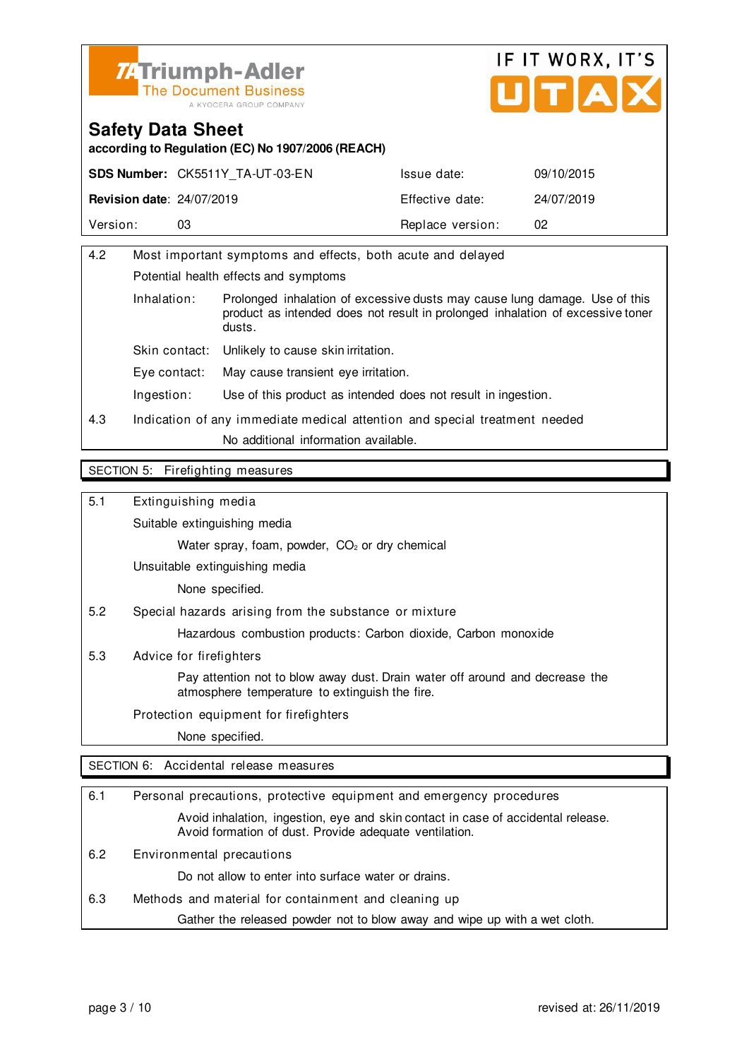**Safety Data Sheet**
**according to Regulation (EC) No 1907/2006 (REACH)**

| **SDS Number:** CK5511Y_TA-UT-03-EN | Issue date: | 09/10/2015 |
|---|---|---|
| **Revision date:** 24/07/2019 | Effective date: | 24/07/2019 |
| Version: 03 | Replace version: | 02 |

4.2 Most important symptoms and effects, both acute and delayed

Potential health effects and symptoms

- Inhalation: Prolonged inhalation of excessive dusts may cause lung damage. Use of this product as intended does not result in prolonged inhalation of excessive toner dusts.
- Skin contact: Unlikely to cause skin irritation.
- Eye contact: May cause transient eye irritation.
- Ingestion: Use of this product as intended does not result in ingestion.

4.3 Indication of any immediate medical attention and special treatment needed

No additional information available.

## SECTION 5: Firefighting measures

5.1 Extinguishing media

Suitable extinguishing media

Water spray, foam, powder, $CO_2$ or dry chemical

Unsuitable extinguishing media

None specified.

5.2 Special hazards arising from the substance or mixture

Hazardous combustion products: Carbon dioxide, Carbon monoxide

5.3 Advice for firefighters

Pay attention not to blow away dust. Drain water off around and decrease the atmosphere temperature to extinguish the fire.

Protection equipment for firefighters

None specified.

## SECTION 6: Accidental release measures

6.1 Personal precautions, protective equipment and emergency procedures

Avoid inhalation, ingestion, eye and skin contact in case of accidental release. Avoid formation of dust. Provide adequate ventilation.

6.2 Environmental precautions

Do not allow to enter into surface water or drains.

6.3 Methods and material for containment and cleaning up

Gather the released powder not to blow away and wipe up with a wet cloth.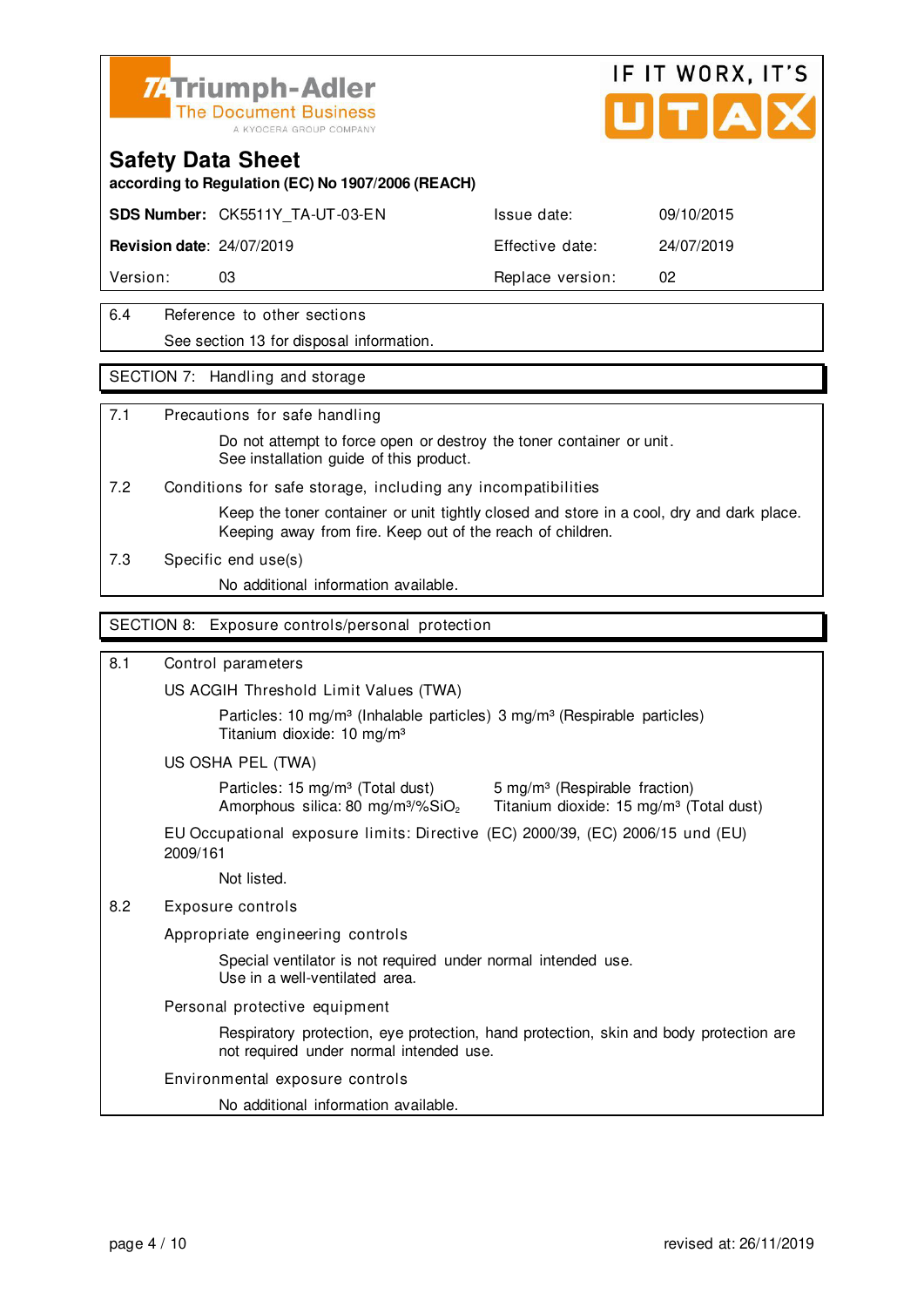# Safety Data Sheet

according to Regulation (EC) No 1907/2006 (REACH)

| **SDS Number:** CK5511Y_TA-UT-03-EN | Issue date: | 09/10/2015 |
|---|---|---|
| **Revision date**: 24/07/2019 | Effective date: | 24/07/2019 |
| Version: 03 | Replace version: | 02 |

6.4 Reference to other sections

See section 13 for disposal information.

## SECTION 7: Handling and storage

7.1 Precautions for safe handling

Do not attempt to force open or destroy the toner container or unit.
See installation guide of this product.

7.2 Conditions for safe storage, including any incompatibilities

Keep the toner container or unit tightly closed and store in a cool, dry and dark place.
Keeping away from fire. Keep out of the reach of children.

7.3 Specific end use(s)

No additional information available.

## SECTION 8: Exposure controls/personal protection

8.1 Control parameters

US ACGIH Threshold Limit Values (TWA)

Particles: 10 mg/m³ (Inhalable particles) 3 mg/m³ (Respirable particles)
Titanium dioxide: 10 mg/m³

US OSHA PEL (TWA)

Particles: 15 mg/m³ (Total dust) 5 mg/m³ (Respirable fraction)
Amorphous silica: 80 mg/m³/%$SiO_2$ Titanium dioxide: 15 mg/m³ (Total dust)

EU Occupational exposure limits: Directive (EC) 2000/39, (EC) 2006/15 und (EU) 2009/161

Not listed.

8.2 Exposure controls

Appropriate engineering controls

Special ventilator is not required under normal intended use.
Use in a well-ventilated area.

Personal protective equipment

Respiratory protection, eye protection, hand protection, skin and body protection are not required under normal intended use.

Environmental exposure controls

No additional information available.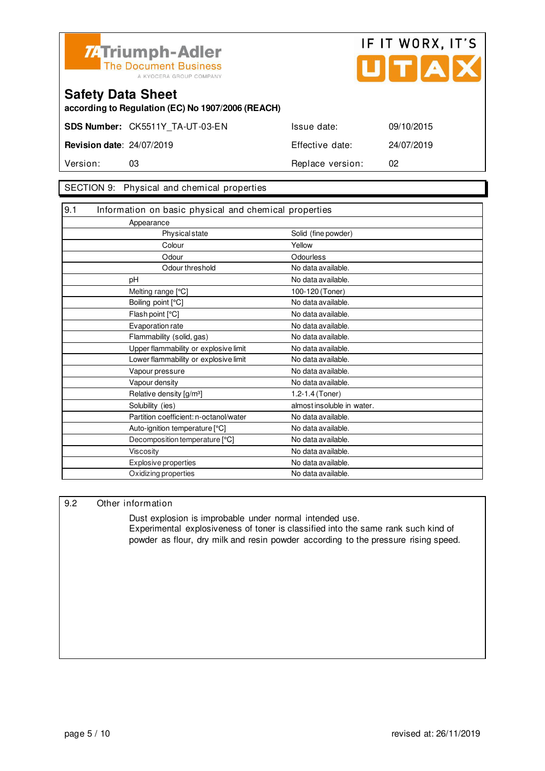Triumph-Adler
The Document Business
A KYOCERA GROUP COMPANY

IF IT WORX, IT'S UTAX

# Safety Data Sheet

**according to Regulation (EC) No 1907/2006 (REACH)**

| | | | |
|---|---|---|---|
| **SDS Number:** | CK5511Y_TA-UT-03-EN | Issue date: | 09/10/2015 |
| **Revision date**: | 24/07/2019 | Effective date: | 24/07/2019 |
| Version: | 03 | Replace version: | 02 |

## SECTION 9: Physical and chemical properties

### 9.1 Information on basic physical and chemical properties

| Property | Value |
|---|---|
| Appearance | |
| Physical state | Solid (fine powder) |
| Colour | Yellow |
| Odour | Odourless |
| Odour threshold | No data available. |
| pH | No data available. |
| Melting range [°C] | 100-120 (Toner) |
| Boiling point [°C] | No data available. |
| Flash point [°C] | No data available. |
| Evaporation rate | No data available. |
| Flammability (solid, gas) | No data available. |
| Upper flammability or explosive limit | No data available. |
| Lower flammability or explosive limit | No data available. |
| Vapour pressure | No data available. |
| Vapour density | No data available. |
| Relative density [g/m³] | 1.2-1.4 (Toner) |
| Solubility (ies) | almost insoluble in water. |
| Partition coefficient: n-octanol/water | No data available. |
| Auto-ignition temperature [°C] | No data available. |
| Decomposition temperature [°C] | No data available. |
| Viscosity | No data available. |
| Explosive properties | No data available. |
| Oxidizing properties | No data available. |

### 9.2 Other information

Dust explosion is improbable under normal intended use.
Experimental explosiveness of toner is classified into the same rank such kind of powder as flour, dry milk and resin powder according to the pressure rising speed.

revised at: 26/11/2019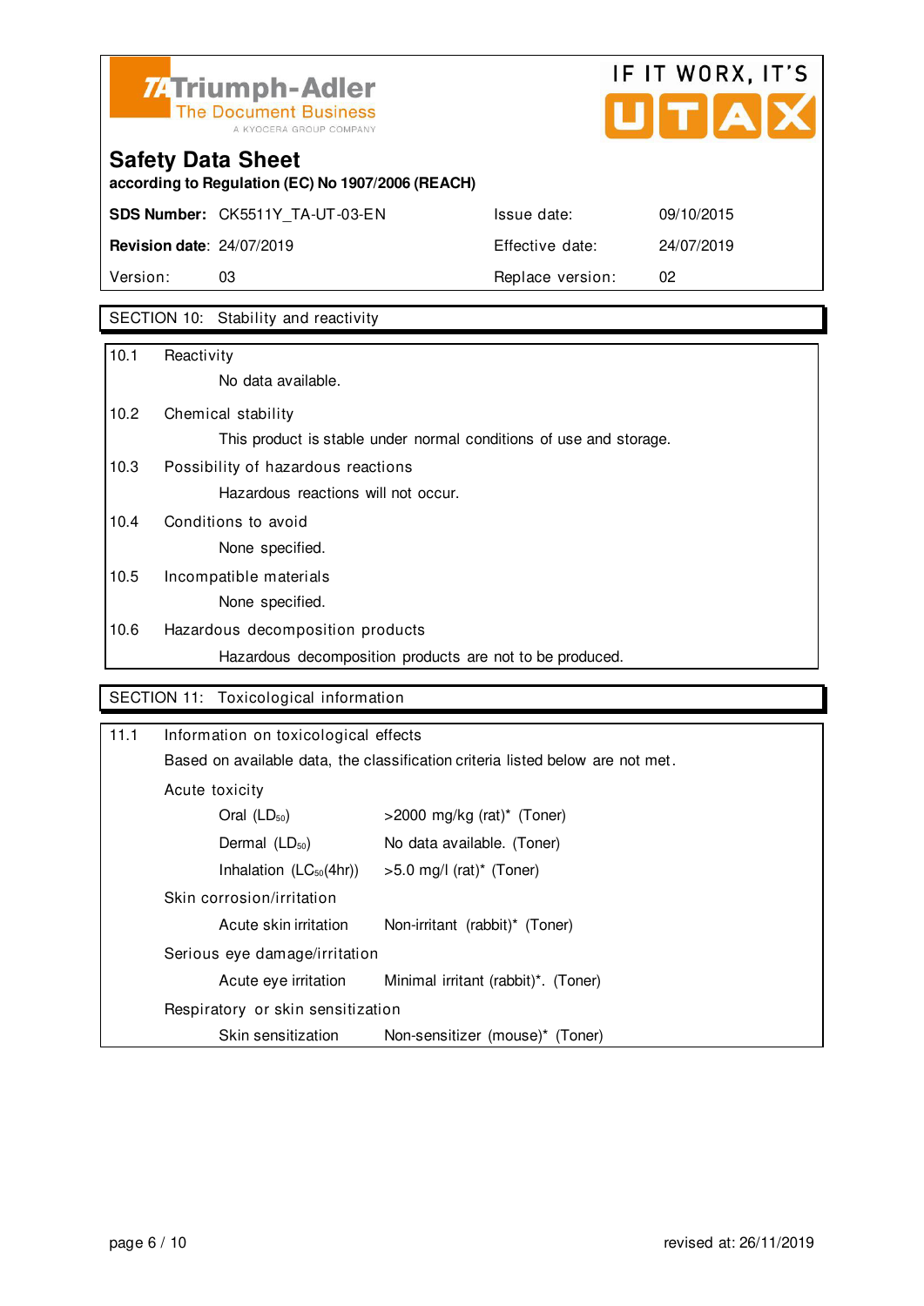Triumph-Adler
The Document Business
A KYOCERA GROUP COMPANY

IF IT WORX, IT'S UTAX

# Safety Data Sheet

**according to Regulation (EC) No 1907/2006 (REACH)**

| **SDS Number:** CK5511Y_TA-UT-03-EN | | Issue date: | 09/10/2015 |
|---|---|---|---|
| **Revision date**: 24/07/2019 | | Effective date: | 24/07/2019 |
| Version: | 03 | Replace version: | 02 |

## SECTION 10: Stability and reactivity

**10.1 Reactivity**

No data available.

**10.2 Chemical stability**

This product is stable under normal conditions of use and storage.

**10.3 Possibility of hazardous reactions**

Hazardous reactions will not occur.

**10.4 Conditions to avoid**

None specified.

**10.5 Incompatible materials**

None specified.

**10.6 Hazardous decomposition products**

Hazardous decomposition products are not to be produced.

## SECTION 11: Toxicological information

**11.1 Information on toxicological effects**

Based on available data, the classification criteria listed below are not met.

Acute toxicity

| | |
|---|---|
| Oral ($LD_{50}$) | >2000 mg/kg (rat)* (Toner) |
| Dermal ($LD_{50}$) | No data available. (Toner) |
| Inhalation ($LC_{50}$(4hr)) | >5.0 mg/l (rat)* (Toner) |

Skin corrosion/irritation

| | |
|---|---|
| Acute skin irritation | Non-irritant (rabbit)* (Toner) |

Serious eye damage/irritation

| | |
|---|---|
| Acute eye irritation | Minimal irritant (rabbit)*. (Toner) |

Respiratory or skin sensitization

| | |
|---|---|
| Skin sensitization | Non-sensitizer (mouse)* (Toner) |

revised at: 26/11/2019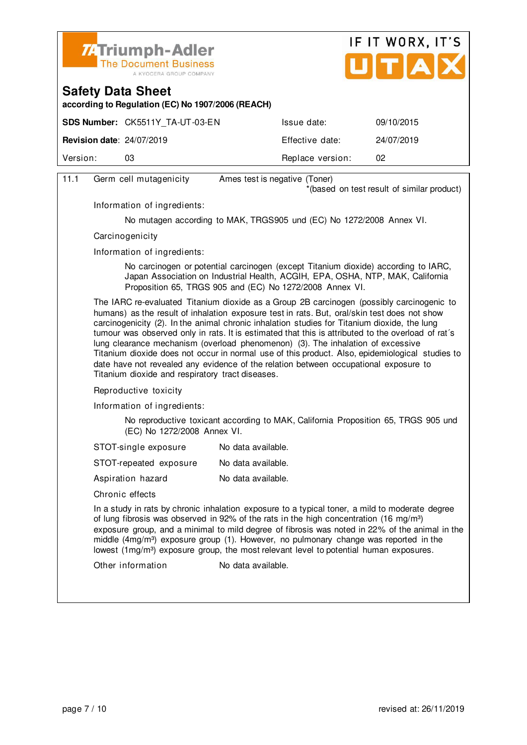11.1 Germ cell mutagenicity — Ames test is negative (Toner)
*(based on test result of similar product)

Information of ingredients:

No mutagen according to MAK, TRGS905 und (EC) No 1272/2008 Annex VI.

Carcinogenicity

Information of ingredients:

No carcinogen or potential carcinogen (except Titanium dioxide) according to IARC, Japan Association on Industrial Health, ACGIH, EPA, OSHA, NTP, MAK, California Proposition 65, TRGS 905 and (EC) No 1272/2008 Annex VI.

The IARC re-evaluated Titanium dioxide as a Group 2B carcinogen (possibly carcinogenic to humans) as the result of inhalation exposure test in rats. But, oral/skin test does not show carcinogenicity (2). In the animal chronic inhalation studies for Titanium dioxide, the lung tumour was observed only in rats. It is estimated that this is attributed to the overload of rat´s lung clearance mechanism (overload phenomenon) (3). The inhalation of excessive Titanium dioxide does not occur in normal use of this product. Also, epidemiological studies to date have not revealed any evidence of the relation between occupational exposure to Titanium dioxide and respiratory tract diseases.

Reproductive toxicity

Information of ingredients:

No reproductive toxicant according to MAK, California Proposition 65, TRGS 905 und (EC) No 1272/2008 Annex VI.

STOT-single exposure — No data available.

STOT-repeated exposure — No data available.

Aspiration hazard — No data available.

Chronic effects

In a study in rats by chronic inhalation exposure to a typical toner, a mild to moderate degree of lung fibrosis was observed in 92% of the rats in the high concentration (16 mg/m³) exposure group, and a minimal to mild degree of fibrosis was noted in 22% of the animal in the middle (4mg/m³) exposure group (1). However, no pulmonary change was reported in the lowest (1mg/m³) exposure group, the most relevant level to potential human exposures.

Other information — No data available.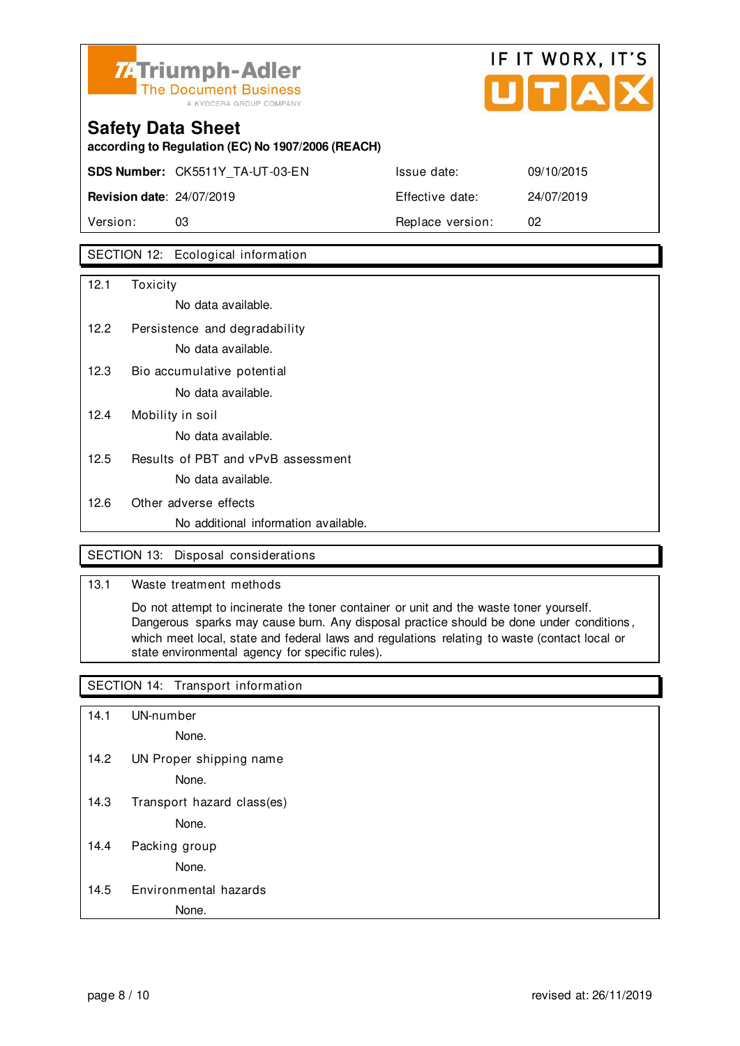**Triumph-Adler** The Document Business A KYOCERA GROUP COMPANY

IF IT WORX, IT'S UTAX

# Safety Data Sheet

**according to Regulation (EC) No 1907/2006 (REACH)**

| | | | |
|---|---|---|---|
| **SDS Number:** | CK5511Y_TA-UT-03-EN | Issue date: | 09/10/2015 |
| **Revision date**: | 24/07/2019 | Effective date: | 24/07/2019 |
| Version: | 03 | Replace version: | 02 |

## SECTION 12: Ecological information

12.1 Toxicity

No data available.

12.2 Persistence and degradability

No data available.

12.3 Bio accumulative potential

No data available.

12.4 Mobility in soil

No data available.

12.5 Results of PBT and vPvB assessment

No data available.

12.6 Other adverse effects

No additional information available.

## SECTION 13: Disposal considerations

13.1 Waste treatment methods

Do not attempt to incinerate the toner container or unit and the waste toner yourself. Dangerous sparks may cause burn. Any disposal practice should be done under conditions, which meet local, state and federal laws and regulations relating to waste (contact local or state environmental agency for specific rules).

## SECTION 14: Transport information

14.1 UN-number

None.

14.2 UN Proper shipping name

None.

14.3 Transport hazard class(es)

None.

14.4 Packing group

None.

14.5 Environmental hazards

None.

revised at: 26/11/2019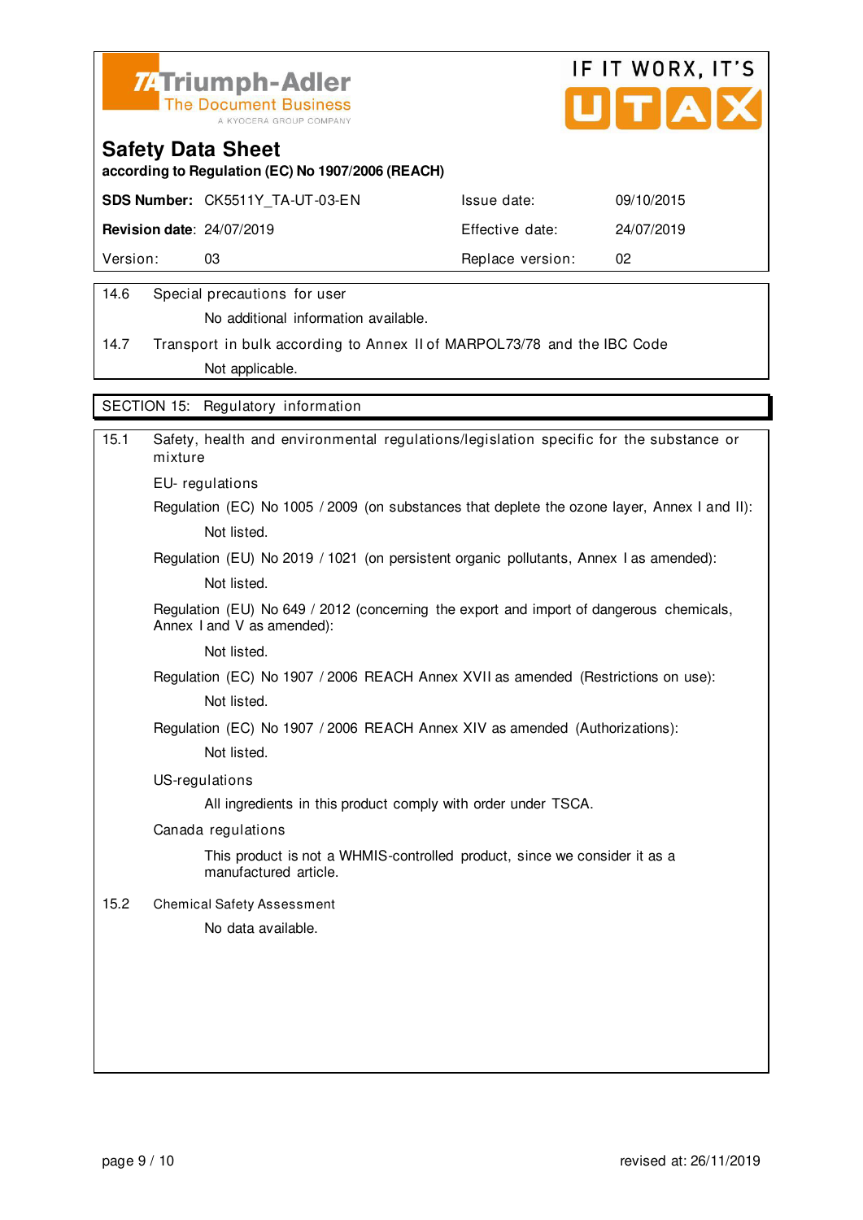Triumph-Adler
The Document Business
A KYOCERA GROUP COMPANY

IF IT WORX, IT'S UTAX

# Safety Data Sheet

**according to Regulation (EC) No 1907/2006 (REACH)**

| | | | |
|---|---|---|---|
| **SDS Number:** | CK5511Y_TA-UT-03-EN | Issue date: | 09/10/2015 |
| **Revision date**: | 24/07/2019 | Effective date: | 24/07/2019 |
| Version: | 03 | Replace version: | 02 |

14.6 Special precautions for user

No additional information available.

14.7 Transport in bulk according to Annex II of MARPOL73/78 and the IBC Code

Not applicable.

## SECTION 15: Regulatory information

15.1 Safety, health and environmental regulations/legislation specific for the substance or mixture

EU- regulations

Regulation (EC) No 1005 / 2009 (on substances that deplete the ozone layer, Annex I and II):

Not listed.

Regulation (EU) No 2019 / 1021 (on persistent organic pollutants, Annex I as amended):

Not listed.

Regulation (EU) No 649 / 2012 (concerning the export and import of dangerous chemicals, Annex I and V as amended):

Not listed.

Regulation (EC) No 1907 / 2006 REACH Annex XVII as amended (Restrictions on use):

Not listed.

Regulation (EC) No 1907 / 2006 REACH Annex XIV as amended (Authorizations):

Not listed.

US-regulations

All ingredients in this product comply with order under TSCA.

Canada regulations

This product is not a WHMIS-controlled product, since we consider it as a manufactured article.

15.2 Chemical Safety Assessment

No data available.

revised at: 26/11/2019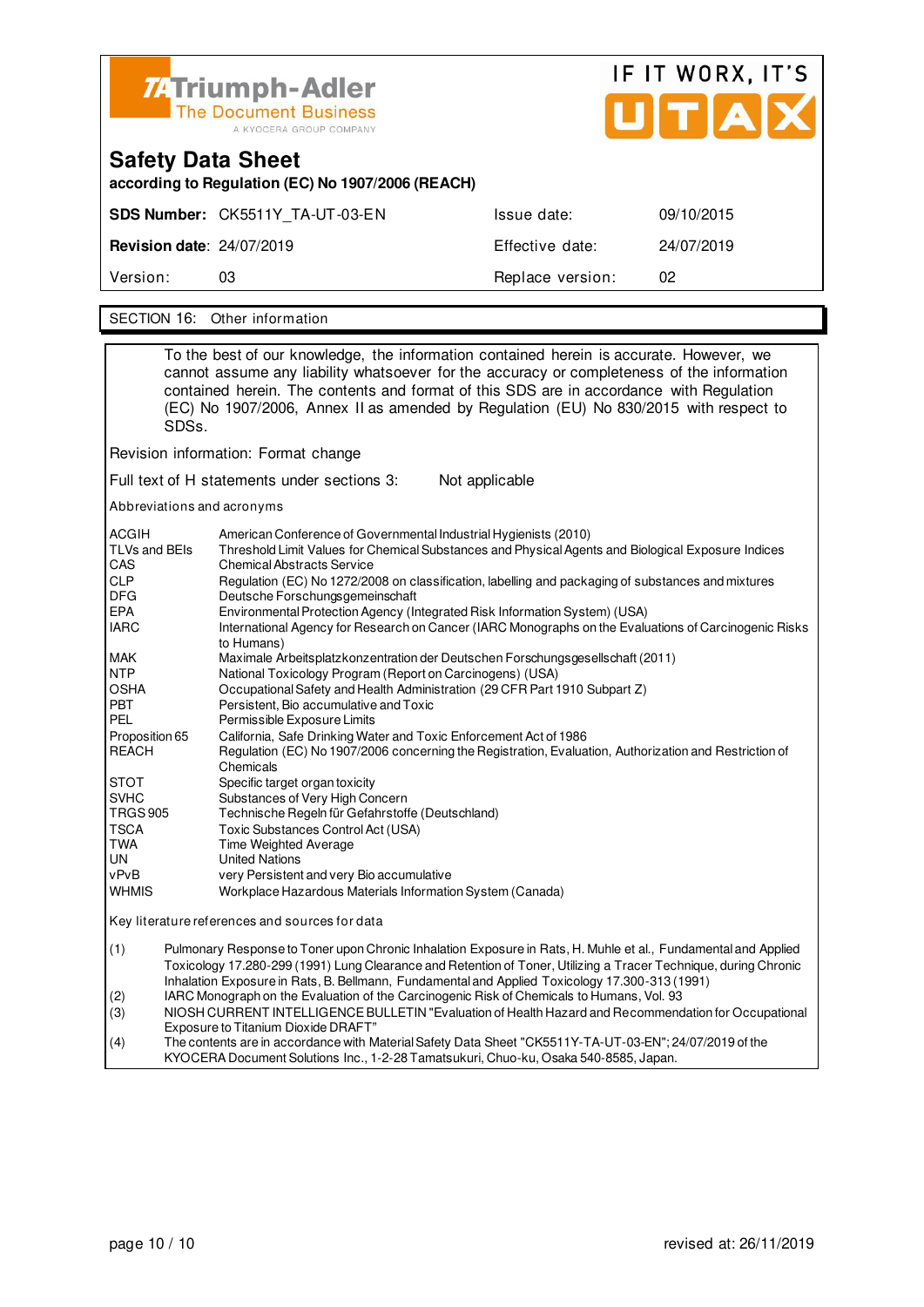Triumph-Adler
The Document Business
A KYOCERA GROUP COMPANY

IF IT WORX, IT'S UTAX

# Safety Data Sheet

**according to Regulation (EC) No 1907/2006 (REACH)**

| | | | |
|---|---|---|---|
| **SDS Number:** | CK5511Y_TA-UT-03-EN | Issue date: | 09/10/2015 |
| **Revision date**: | 24/07/2019 | Effective date: | 24/07/2019 |
| Version: | 03 | Replace version: | 02 |

## SECTION 16: Other information

To the best of our knowledge, the information contained herein is accurate. However, we cannot assume any liability whatsoever for the accuracy or completeness of the information contained herein. The contents and format of this SDS are in accordance with Regulation (EC) No 1907/2006, Annex II as amended by Regulation (EU) No 830/2015 with respect to SDSs.

Revision information: Format change

Full text of H statements under sections 3: Not applicable

Abbreviations and acronyms

| | |
|---|---|
| ACGIH | American Conference of Governmental Industrial Hygienists (2010) |
| TLVs and BEIs | Threshold Limit Values for Chemical Substances and Physical Agents and Biological Exposure Indices |
| CAS | Chemical Abstracts Service |
| CLP | Regulation (EC) No 1272/2008 on classification, labelling and packaging of substances and mixtures |
| DFG | Deutsche Forschungsgemeinschaft |
| EPA | Environmental Protection Agency (Integrated Risk Information System) (USA) |
| IARC | International Agency for Research on Cancer (IARC Monographs on the Evaluations of Carcinogenic Risks to Humans) |
| MAK | Maximale Arbeitsplatzkonzentration der Deutschen Forschungsgesellschaft (2011) |
| NTP | National Toxicology Program (Report on Carcinogens) (USA) |
| OSHA | Occupational Safety and Health Administration (29 CFR Part 1910 Subpart Z) |
| PBT | Persistent, Bio accumulative and Toxic |
| PEL | Permissible Exposure Limits |
| Proposition 65 | California, Safe Drinking Water and Toxic Enforcement Act of 1986 |
| REACH | Regulation (EC) No 1907/2006 concerning the Registration, Evaluation, Authorization and Restriction of Chemicals |
| STOT | Specific target organ toxicity |
| SVHC | Substances of Very High Concern |
| TRGS 905 | Technische Regeln für Gefahrstoffe (Deutschland) |
| TSCA | Toxic Substances Control Act (USA) |
| TWA | Time Weighted Average |
| UN | United Nations |
| vPvB | very Persistent and very Bio accumulative |
| WHMIS | Workplace Hazardous Materials Information System (Canada) |

Key literature references and sources for data

(1) Pulmonary Response to Toner upon Chronic Inhalation Exposure in Rats, H. Muhle et al., Fundamental and Applied Toxicology 17.280-299 (1991) Lung Clearance and Retention of Toner, Utilizing a Tracer Technique, during Chronic Inhalation Exposure in Rats, B. Bellmann, Fundamental and Applied Toxicology 17.300-313 (1991)

(2) IARC Monograph on the Evaluation of the Carcinogenic Risk of Chemicals to Humans, Vol. 93

(3) NIOSH CURRENT INTELLIGENCE BULLETIN "Evaluation of Health Hazard and Recommendation for Occupational Exposure to Titanium Dioxide DRAFT"

(4) The contents are in accordance with Material Safety Data Sheet "CK5511Y-TA-UT-03-EN"; 24/07/2019 of the KYOCERA Document Solutions Inc., 1-2-28 Tamatsukuri, Chuo-ku, Osaka 540-8585, Japan.

revised at: 26/11/2019